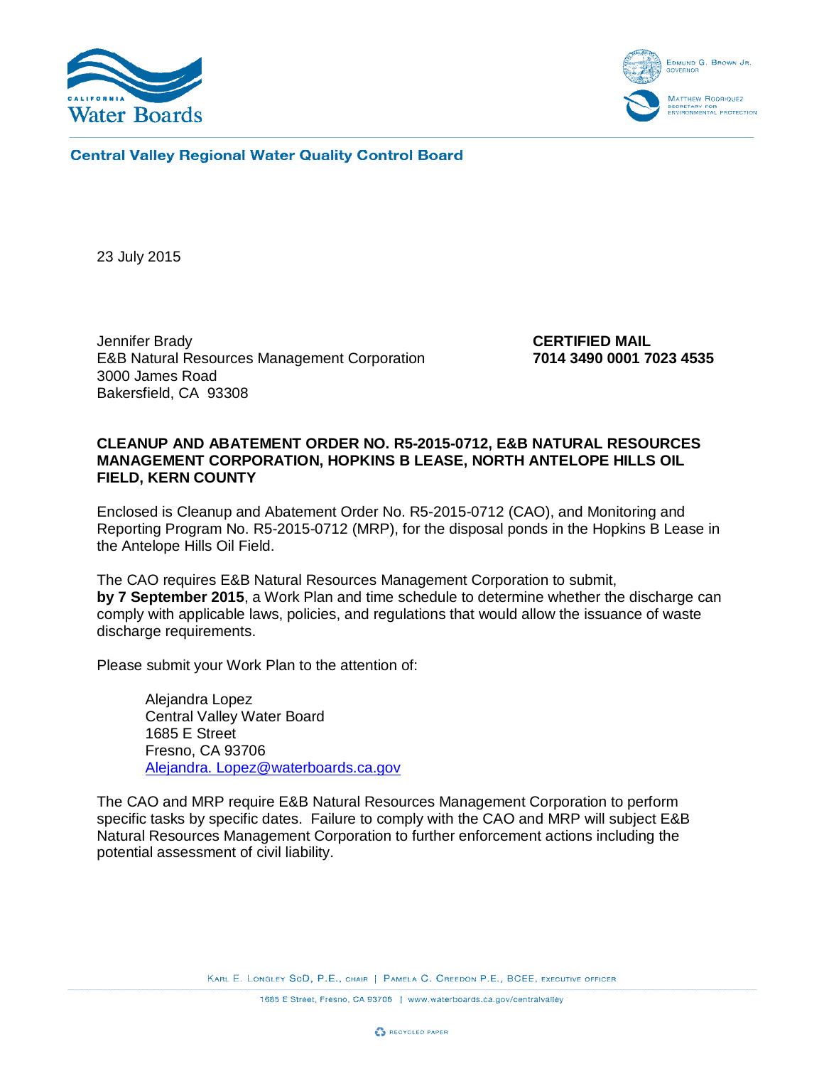**Central Valley Regional Water Quality Control Board**

23 July 2015

Jennifer Brady
E&B Natural Resources Management Corporation
3000 James Road
Bakersfield, CA 93308

**CERTIFIED MAIL**
**7014 3490 0001 7023 4535**

**CLEANUP AND ABATEMENT ORDER NO. R5-2015-0712, E&B NATURAL RESOURCES MANAGEMENT CORPORATION, HOPKINS B LEASE, NORTH ANTELOPE HILLS OIL FIELD, KERN COUNTY**

Enclosed is Cleanup and Abatement Order No. R5-2015-0712 (CAO), and Monitoring and Reporting Program No. R5-2015-0712 (MRP), for the disposal ponds in the Hopkins B Lease in the Antelope Hills Oil Field.

The CAO requires E&B Natural Resources Management Corporation to submit, **by 7 September 2015**, a Work Plan and time schedule to determine whether the discharge can comply with applicable laws, policies, and regulations that would allow the issuance of waste discharge requirements.

Please submit your Work Plan to the attention of:

Alejandra Lopez
Central Valley Water Board
1685 E Street
Fresno, CA 93706
Alejandra. Lopez@waterboards.ca.gov

The CAO and MRP require E&B Natural Resources Management Corporation to perform specific tasks by specific dates. Failure to comply with the CAO and MRP will subject E&B Natural Resources Management Corporation to further enforcement actions including the potential assessment of civil liability.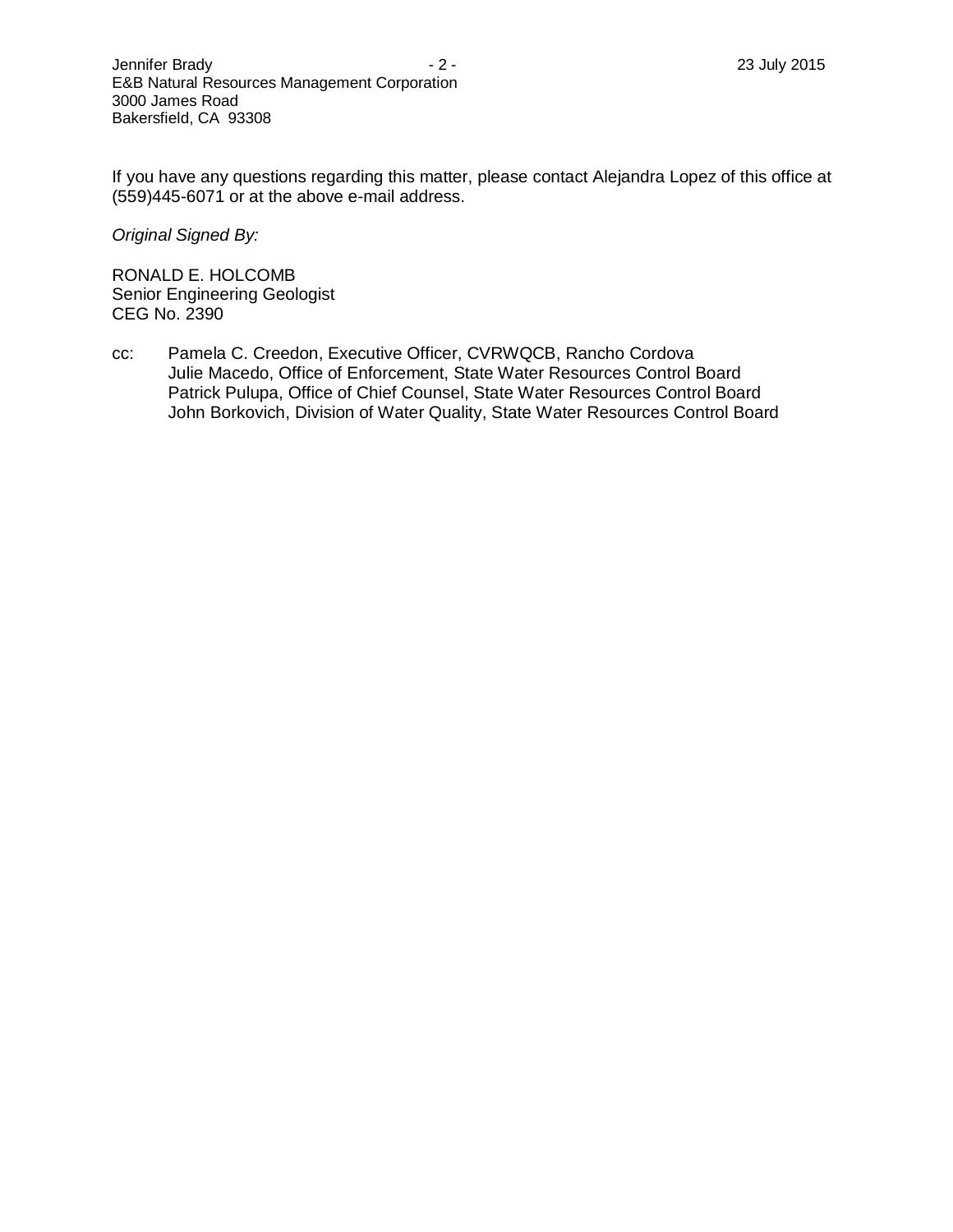If you have any questions regarding this matter, please contact Alejandra Lopez of this office at (559)445-6071 or at the above e-mail address.

*Original Signed By:*

RONALD E. HOLCOMB
Senior Engineering Geologist
CEG No. 2390

cc: Pamela C. Creedon, Executive Officer, CVRWQCB, Rancho Cordova
Julie Macedo, Office of Enforcement, State Water Resources Control Board
Patrick Pulupa, Office of Chief Counsel, State Water Resources Control Board
John Borkovich, Division of Water Quality, State Water Resources Control Board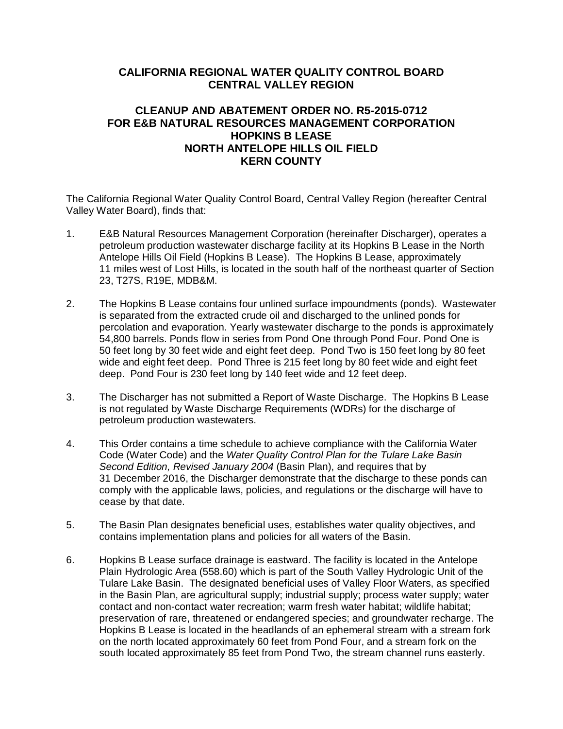**CALIFORNIA REGIONAL WATER QUALITY CONTROL BOARD**
**CENTRAL VALLEY REGION**

**CLEANUP AND ABATEMENT ORDER NO. R5-2015-0712**
**FOR E&B NATURAL RESOURCES MANAGEMENT CORPORATION**
**HOPKINS B LEASE**
**NORTH ANTELOPE HILLS OIL FIELD**
**KERN COUNTY**

The California Regional Water Quality Control Board, Central Valley Region (hereafter Central Valley Water Board), finds that:

1. E&B Natural Resources Management Corporation (hereinafter Discharger), operates a petroleum production wastewater discharge facility at its Hopkins B Lease in the North Antelope Hills Oil Field (Hopkins B Lease). The Hopkins B Lease, approximately 11 miles west of Lost Hills, is located in the south half of the northeast quarter of Section 23, T27S, R19E, MDB&M.

2. The Hopkins B Lease contains four unlined surface impoundments (ponds). Wastewater is separated from the extracted crude oil and discharged to the unlined ponds for percolation and evaporation. Yearly wastewater discharge to the ponds is approximately 54,800 barrels. Ponds flow in series from Pond One through Pond Four. Pond One is 50 feet long by 30 feet wide and eight feet deep. Pond Two is 150 feet long by 80 feet wide and eight feet deep. Pond Three is 215 feet long by 80 feet wide and eight feet deep. Pond Four is 230 feet long by 140 feet wide and 12 feet deep.

3. The Discharger has not submitted a Report of Waste Discharge. The Hopkins B Lease is not regulated by Waste Discharge Requirements (WDRs) for the discharge of petroleum production wastewaters.

4. This Order contains a time schedule to achieve compliance with the California Water Code (Water Code) and the *Water Quality Control Plan for the Tulare Lake Basin Second Edition, Revised January 2004* (Basin Plan), and requires that by 31 December 2016, the Discharger demonstrate that the discharge to these ponds can comply with the applicable laws, policies, and regulations or the discharge will have to cease by that date.

5. The Basin Plan designates beneficial uses, establishes water quality objectives, and contains implementation plans and policies for all waters of the Basin.

6. Hopkins B Lease surface drainage is eastward. The facility is located in the Antelope Plain Hydrologic Area (558.60) which is part of the South Valley Hydrologic Unit of the Tulare Lake Basin. The designated beneficial uses of Valley Floor Waters, as specified in the Basin Plan, are agricultural supply; industrial supply; process water supply; water contact and non-contact water recreation; warm fresh water habitat; wildlife habitat; preservation of rare, threatened or endangered species; and groundwater recharge. The Hopkins B Lease is located in the headlands of an ephemeral stream with a stream fork on the north located approximately 60 feet from Pond Four, and a stream fork on the south located approximately 85 feet from Pond Two, the stream channel runs easterly.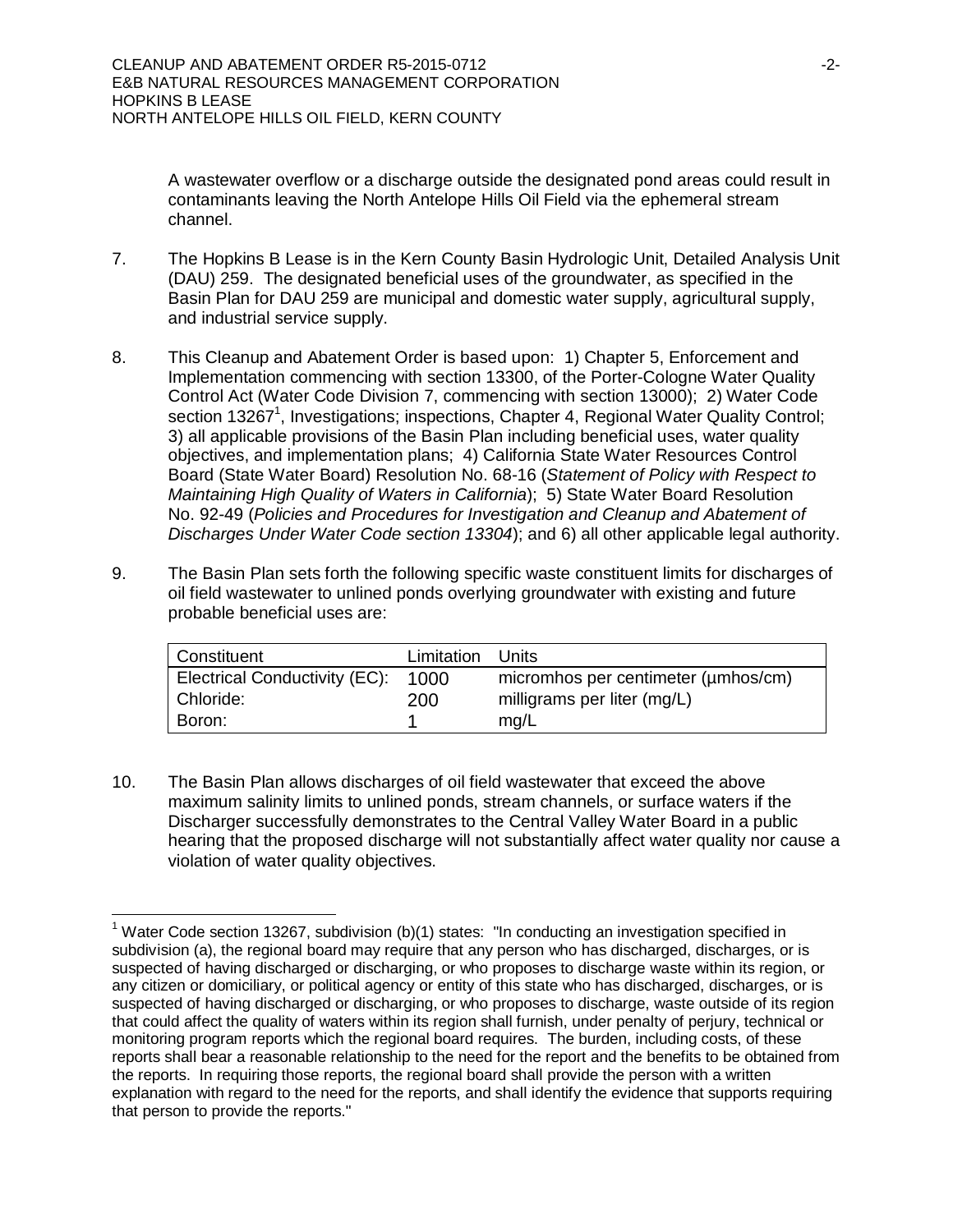A wastewater overflow or a discharge outside the designated pond areas could result in contaminants leaving the North Antelope Hills Oil Field via the ephemeral stream channel.

7. The Hopkins B Lease is in the Kern County Basin Hydrologic Unit, Detailed Analysis Unit (DAU) 259. The designated beneficial uses of the groundwater, as specified in the Basin Plan for DAU 259 are municipal and domestic water supply, agricultural supply, and industrial service supply.

8. This Cleanup and Abatement Order is based upon: 1) Chapter 5, Enforcement and Implementation commencing with section 13300, of the Porter-Cologne Water Quality Control Act (Water Code Division 7, commencing with section 13000); 2) Water Code section 13267[1], Investigations; inspections, Chapter 4, Regional Water Quality Control; 3) all applicable provisions of the Basin Plan including beneficial uses, water quality objectives, and implementation plans; 4) California State Water Resources Control Board (State Water Board) Resolution No. 68-16 (*Statement of Policy with Respect to Maintaining High Quality of Waters in California*); 5) State Water Board Resolution No. 92-49 (*Policies and Procedures for Investigation and Cleanup and Abatement of Discharges Under Water Code section 13304*); and 6) all other applicable legal authority.

9. The Basin Plan sets forth the following specific waste constituent limits for discharges of oil field wastewater to unlined ponds overlying groundwater with existing and future probable beneficial uses are:

| Constituent | Limitation | Units |
|---|---|---|
| Electrical Conductivity (EC): | 1000 | micromhos per centimeter (µmhos/cm) |
| Chloride: | 200 | milligrams per liter (mg/L) |
| Boron: | 1 | mg/L |

10. The Basin Plan allows discharges of oil field wastewater that exceed the above maximum salinity limits to unlined ponds, stream channels, or surface waters if the Discharger successfully demonstrates to the Central Valley Water Board in a public hearing that the proposed discharge will not substantially affect water quality nor cause a violation of water quality objectives.

---

[1] Water Code section 13267, subdivision (b)(1) states: "In conducting an investigation specified in subdivision (a), the regional board may require that any person who has discharged, discharges, or is suspected of having discharged or discharging, or who proposes to discharge waste within its region, or any citizen or domiciliary, or political agency or entity of this state who has discharged, discharges, or is suspected of having discharged or discharging, or who proposes to discharge, waste outside of its region that could affect the quality of waters within its region shall furnish, under penalty of perjury, technical or monitoring program reports which the regional board requires. The burden, including costs, of these reports shall bear a reasonable relationship to the need for the report and the benefits to be obtained from the reports. In requiring those reports, the regional board shall provide the person with a written explanation with regard to the need for the reports, and shall identify the evidence that supports requiring that person to provide the reports."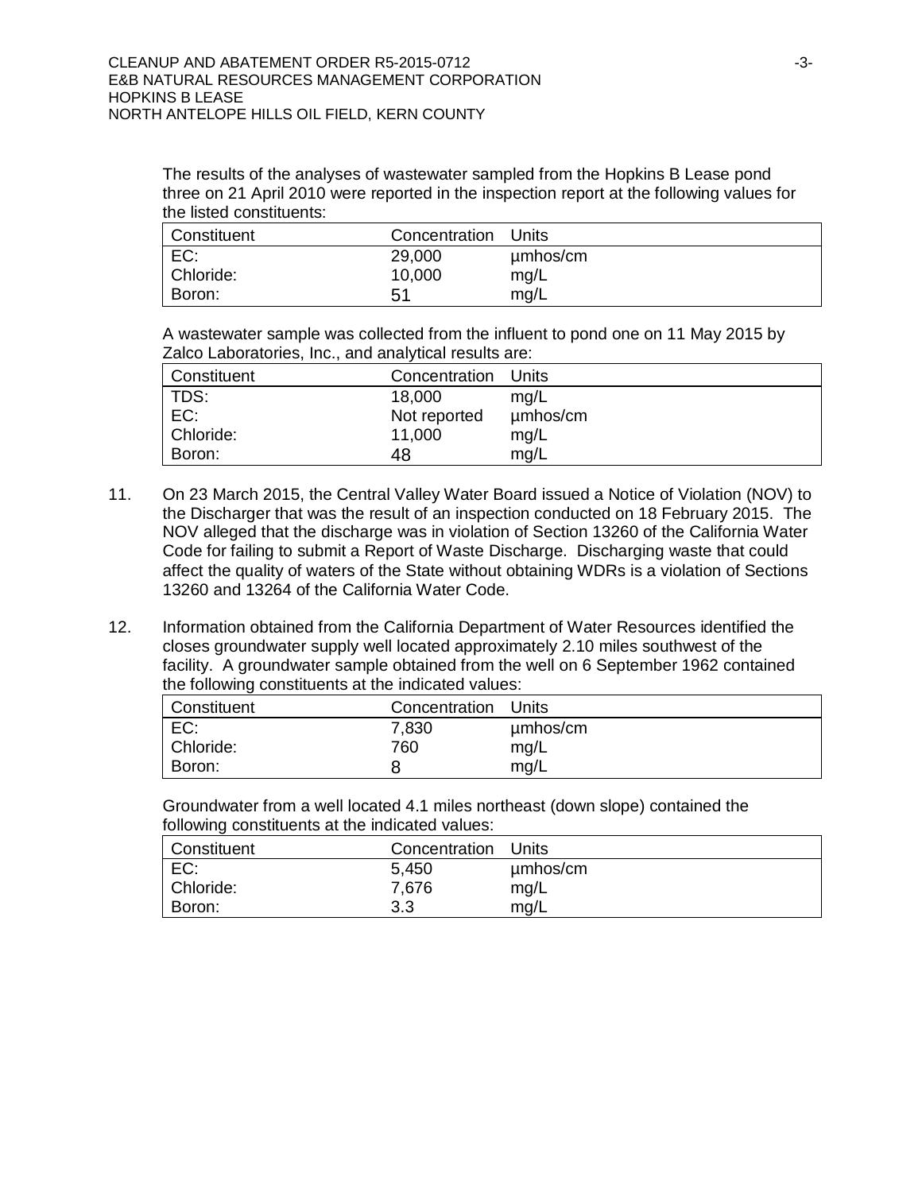The results of the analyses of wastewater sampled from the Hopkins B Lease pond three on 21 April 2010 were reported in the inspection report at the following values for the listed constituents:

| Constituent | Concentration | Units |
| --- | --- | --- |
| EC: | 29,000 | µmhos/cm |
| Chloride: | 10,000 | mg/L |
| Boron: | 51 | mg/L |

A wastewater sample was collected from the influent to pond one on 11 May 2015 by Zalco Laboratories, Inc., and analytical results are:

| Constituent | Concentration | Units |
| --- | --- | --- |
| TDS: | 18,000 | mg/L |
| EC: | Not reported | µmhos/cm |
| Chloride: | 11,000 | mg/L |
| Boron: | 48 | mg/L |

11. On 23 March 2015, the Central Valley Water Board issued a Notice of Violation (NOV) to the Discharger that was the result of an inspection conducted on 18 February 2015. The NOV alleged that the discharge was in violation of Section 13260 of the California Water Code for failing to submit a Report of Waste Discharge. Discharging waste that could affect the quality of waters of the State without obtaining WDRs is a violation of Sections 13260 and 13264 of the California Water Code.

12. Information obtained from the California Department of Water Resources identified the closes groundwater supply well located approximately 2.10 miles southwest of the facility. A groundwater sample obtained from the well on 6 September 1962 contained the following constituents at the indicated values:

| Constituent | Concentration | Units |
| --- | --- | --- |
| EC: | 7,830 | µmhos/cm |
| Chloride: | 760 | mg/L |
| Boron: | 8 | mg/L |

Groundwater from a well located 4.1 miles northeast (down slope) contained the following constituents at the indicated values:

| Constituent | Concentration | Units |
| --- | --- | --- |
| EC: | 5,450 | µmhos/cm |
| Chloride: | 7,676 | mg/L |
| Boron: | 3.3 | mg/L |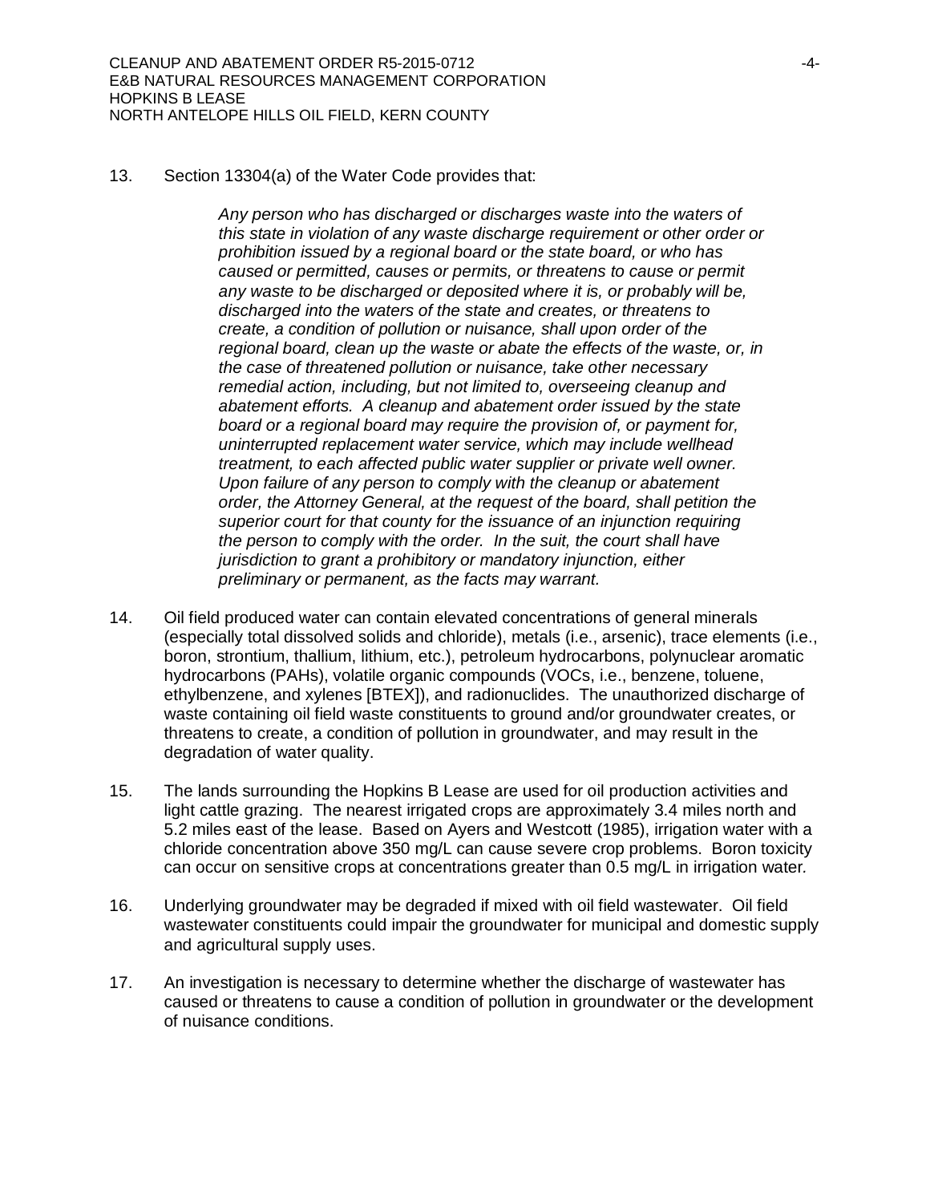13. Section 13304(a) of the Water Code provides that:

    *Any person who has discharged or discharges waste into the waters of this state in violation of any waste discharge requirement or other order or prohibition issued by a regional board or the state board, or who has caused or permitted, causes or permits, or threatens to cause or permit any waste to be discharged or deposited where it is, or probably will be, discharged into the waters of the state and creates, or threatens to create, a condition of pollution or nuisance, shall upon order of the regional board, clean up the waste or abate the effects of the waste, or, in the case of threatened pollution or nuisance, take other necessary remedial action, including, but not limited to, overseeing cleanup and abatement efforts. A cleanup and abatement order issued by the state board or a regional board may require the provision of, or payment for, uninterrupted replacement water service, which may include wellhead treatment, to each affected public water supplier or private well owner. Upon failure of any person to comply with the cleanup or abatement order, the Attorney General, at the request of the board, shall petition the superior court for that county for the issuance of an injunction requiring the person to comply with the order. In the suit, the court shall have jurisdiction to grant a prohibitory or mandatory injunction, either preliminary or permanent, as the facts may warrant.*

14. Oil field produced water can contain elevated concentrations of general minerals (especially total dissolved solids and chloride), metals (i.e., arsenic), trace elements (i.e., boron, strontium, thallium, lithium, etc.), petroleum hydrocarbons, polynuclear aromatic hydrocarbons (PAHs), volatile organic compounds (VOCs, i.e., benzene, toluene, ethylbenzene, and xylenes [BTEX]), and radionuclides. The unauthorized discharge of waste containing oil field waste constituents to ground and/or groundwater creates, or threatens to create, a condition of pollution in groundwater, and may result in the degradation of water quality.

15. The lands surrounding the Hopkins B Lease are used for oil production activities and light cattle grazing. The nearest irrigated crops are approximately 3.4 miles north and 5.2 miles east of the lease. Based on Ayers and Westcott (1985), irrigation water with a chloride concentration above 350 mg/L can cause severe crop problems. Boron toxicity can occur on sensitive crops at concentrations greater than 0.5 mg/L in irrigation water.

16. Underlying groundwater may be degraded if mixed with oil field wastewater. Oil field wastewater constituents could impair the groundwater for municipal and domestic supply and agricultural supply uses.

17. An investigation is necessary to determine whether the discharge of wastewater has caused or threatens to cause a condition of pollution in groundwater or the development of nuisance conditions.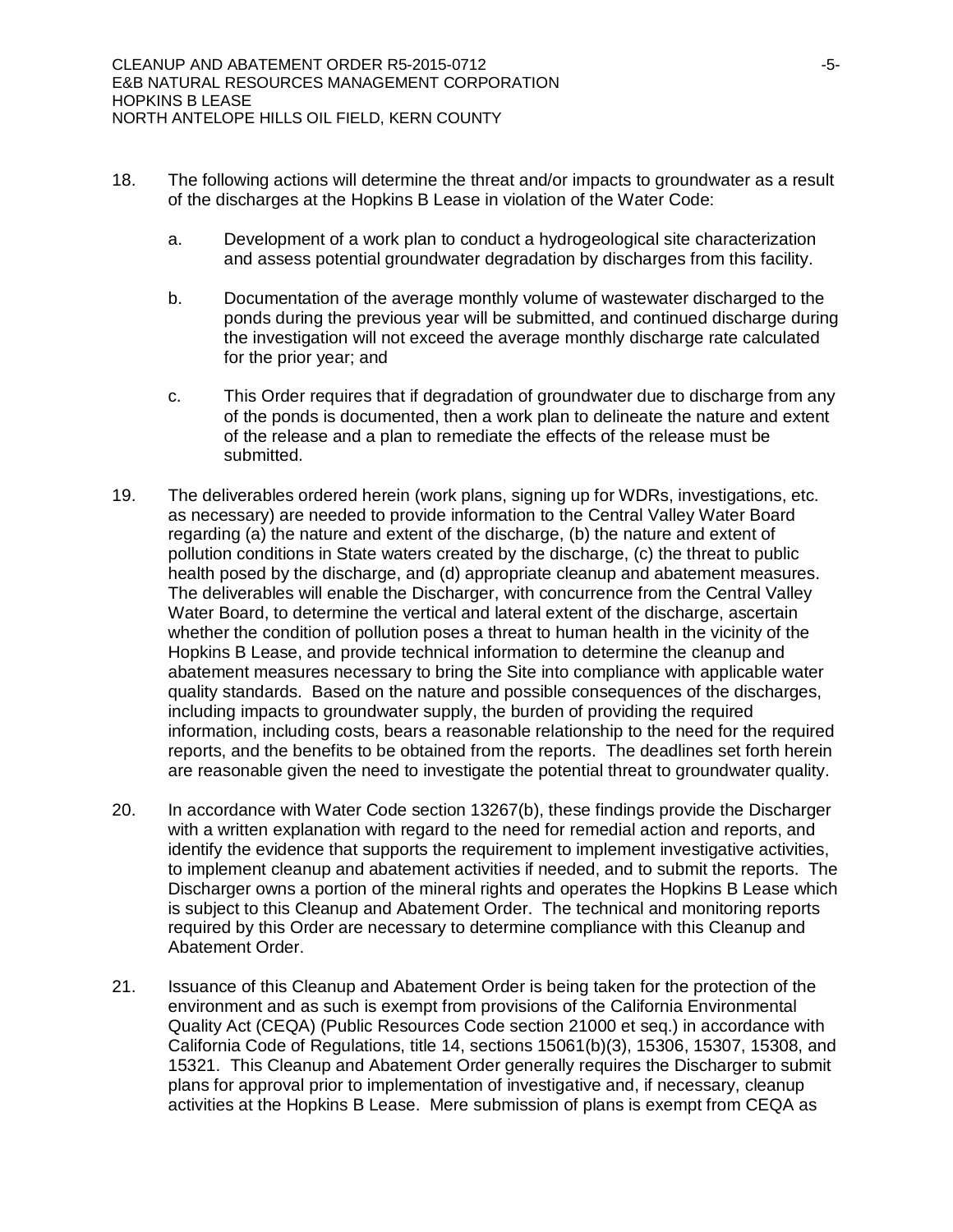18. The following actions will determine the threat and/or impacts to groundwater as a result of the discharges at the Hopkins B Lease in violation of the Water Code:

    a. Development of a work plan to conduct a hydrogeological site characterization and assess potential groundwater degradation by discharges from this facility.

    b. Documentation of the average monthly volume of wastewater discharged to the ponds during the previous year will be submitted, and continued discharge during the investigation will not exceed the average monthly discharge rate calculated for the prior year; and

    c. This Order requires that if degradation of groundwater due to discharge from any of the ponds is documented, then a work plan to delineate the nature and extent of the release and a plan to remediate the effects of the release must be submitted.

19. The deliverables ordered herein (work plans, signing up for WDRs, investigations, etc. as necessary) are needed to provide information to the Central Valley Water Board regarding (a) the nature and extent of the discharge, (b) the nature and extent of pollution conditions in State waters created by the discharge, (c) the threat to public health posed by the discharge, and (d) appropriate cleanup and abatement measures. The deliverables will enable the Discharger, with concurrence from the Central Valley Water Board, to determine the vertical and lateral extent of the discharge, ascertain whether the condition of pollution poses a threat to human health in the vicinity of the Hopkins B Lease, and provide technical information to determine the cleanup and abatement measures necessary to bring the Site into compliance with applicable water quality standards. Based on the nature and possible consequences of the discharges, including impacts to groundwater supply, the burden of providing the required information, including costs, bears a reasonable relationship to the need for the required reports, and the benefits to be obtained from the reports. The deadlines set forth herein are reasonable given the need to investigate the potential threat to groundwater quality.

20. In accordance with Water Code section 13267(b), these findings provide the Discharger with a written explanation with regard to the need for remedial action and reports, and identify the evidence that supports the requirement to implement investigative activities, to implement cleanup and abatement activities if needed, and to submit the reports. The Discharger owns a portion of the mineral rights and operates the Hopkins B Lease which is subject to this Cleanup and Abatement Order. The technical and monitoring reports required by this Order are necessary to determine compliance with this Cleanup and Abatement Order.

21. Issuance of this Cleanup and Abatement Order is being taken for the protection of the environment and as such is exempt from provisions of the California Environmental Quality Act (CEQA) (Public Resources Code section 21000 et seq.) in accordance with California Code of Regulations, title 14, sections 15061(b)(3), 15306, 15307, 15308, and 15321. This Cleanup and Abatement Order generally requires the Discharger to submit plans for approval prior to implementation of investigative and, if necessary, cleanup activities at the Hopkins B Lease. Mere submission of plans is exempt from CEQA as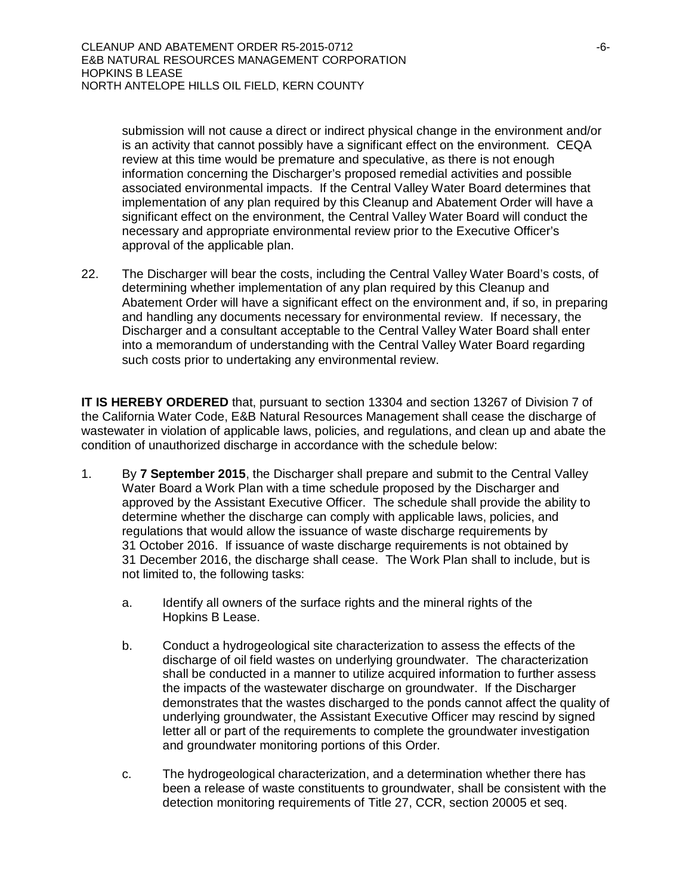submission will not cause a direct or indirect physical change in the environment and/or is an activity that cannot possibly have a significant effect on the environment. CEQA review at this time would be premature and speculative, as there is not enough information concerning the Discharger's proposed remedial activities and possible associated environmental impacts. If the Central Valley Water Board determines that implementation of any plan required by this Cleanup and Abatement Order will have a significant effect on the environment, the Central Valley Water Board will conduct the necessary and appropriate environmental review prior to the Executive Officer's approval of the applicable plan.

22. The Discharger will bear the costs, including the Central Valley Water Board's costs, of determining whether implementation of any plan required by this Cleanup and Abatement Order will have a significant effect on the environment and, if so, in preparing and handling any documents necessary for environmental review. If necessary, the Discharger and a consultant acceptable to the Central Valley Water Board shall enter into a memorandum of understanding with the Central Valley Water Board regarding such costs prior to undertaking any environmental review.

**IT IS HEREBY ORDERED** that, pursuant to section 13304 and section 13267 of Division 7 of the California Water Code, E&B Natural Resources Management shall cease the discharge of wastewater in violation of applicable laws, policies, and regulations, and clean up and abate the condition of unauthorized discharge in accordance with the schedule below:

1. By **7 September 2015**, the Discharger shall prepare and submit to the Central Valley Water Board a Work Plan with a time schedule proposed by the Discharger and approved by the Assistant Executive Officer. The schedule shall provide the ability to determine whether the discharge can comply with applicable laws, policies, and regulations that would allow the issuance of waste discharge requirements by 31 October 2016. If issuance of waste discharge requirements is not obtained by 31 December 2016, the discharge shall cease. The Work Plan shall to include, but is not limited to, the following tasks:

   a. Identify all owners of the surface rights and the mineral rights of the Hopkins B Lease.

   b. Conduct a hydrogeological site characterization to assess the effects of the discharge of oil field wastes on underlying groundwater. The characterization shall be conducted in a manner to utilize acquired information to further assess the impacts of the wastewater discharge on groundwater. If the Discharger demonstrates that the wastes discharged to the ponds cannot affect the quality of underlying groundwater, the Assistant Executive Officer may rescind by signed letter all or part of the requirements to complete the groundwater investigation and groundwater monitoring portions of this Order.

   c. The hydrogeological characterization, and a determination whether there has been a release of waste constituents to groundwater, shall be consistent with the detection monitoring requirements of Title 27, CCR, section 20005 et seq.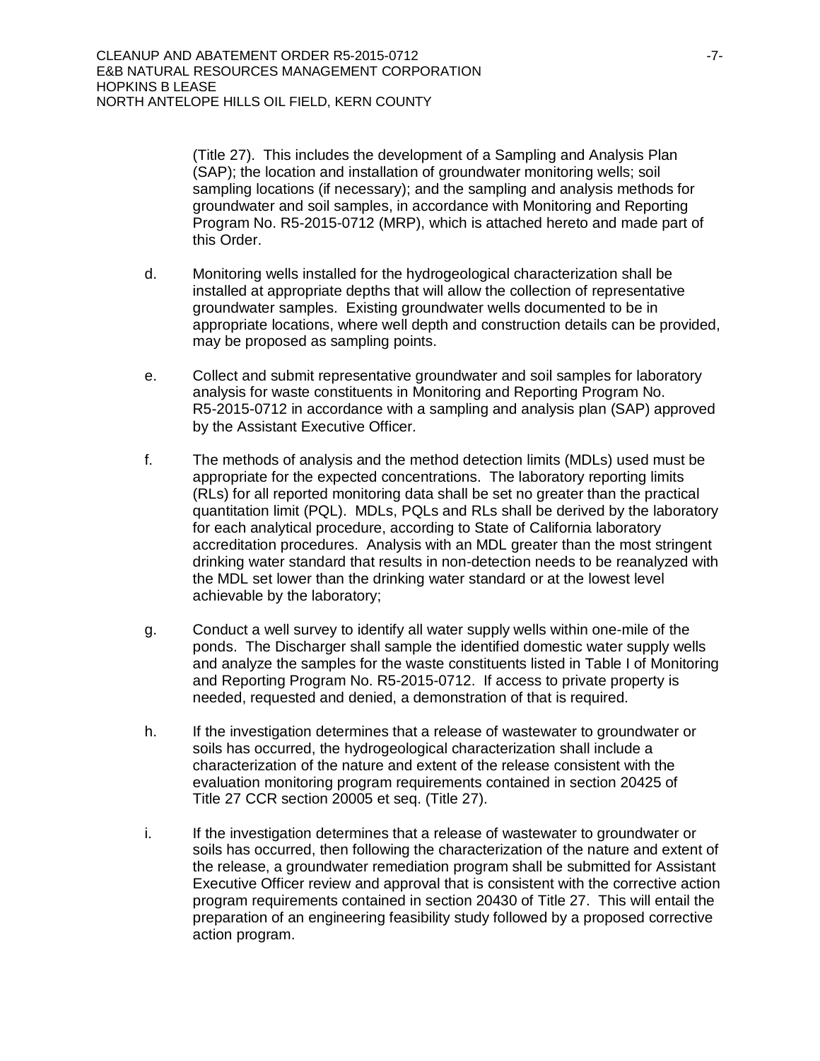(Title 27). This includes the development of a Sampling and Analysis Plan (SAP); the location and installation of groundwater monitoring wells; soil sampling locations (if necessary); and the sampling and analysis methods for groundwater and soil samples, in accordance with Monitoring and Reporting Program No. R5-2015-0712 (MRP), which is attached hereto and made part of this Order.

d. Monitoring wells installed for the hydrogeological characterization shall be installed at appropriate depths that will allow the collection of representative groundwater samples. Existing groundwater wells documented to be in appropriate locations, where well depth and construction details can be provided, may be proposed as sampling points.

e. Collect and submit representative groundwater and soil samples for laboratory analysis for waste constituents in Monitoring and Reporting Program No. R5-2015-0712 in accordance with a sampling and analysis plan (SAP) approved by the Assistant Executive Officer.

f. The methods of analysis and the method detection limits (MDLs) used must be appropriate for the expected concentrations. The laboratory reporting limits (RLs) for all reported monitoring data shall be set no greater than the practical quantitation limit (PQL). MDLs, PQLs and RLs shall be derived by the laboratory for each analytical procedure, according to State of California laboratory accreditation procedures. Analysis with an MDL greater than the most stringent drinking water standard that results in non-detection needs to be reanalyzed with the MDL set lower than the drinking water standard or at the lowest level achievable by the laboratory;

g. Conduct a well survey to identify all water supply wells within one-mile of the ponds. The Discharger shall sample the identified domestic water supply wells and analyze the samples for the waste constituents listed in Table I of Monitoring and Reporting Program No. R5-2015-0712. If access to private property is needed, requested and denied, a demonstration of that is required.

h. If the investigation determines that a release of wastewater to groundwater or soils has occurred, the hydrogeological characterization shall include a characterization of the nature and extent of the release consistent with the evaluation monitoring program requirements contained in section 20425 of Title 27 CCR section 20005 et seq. (Title 27).

i. If the investigation determines that a release of wastewater to groundwater or soils has occurred, then following the characterization of the nature and extent of the release, a groundwater remediation program shall be submitted for Assistant Executive Officer review and approval that is consistent with the corrective action program requirements contained in section 20430 of Title 27. This will entail the preparation of an engineering feasibility study followed by a proposed corrective action program.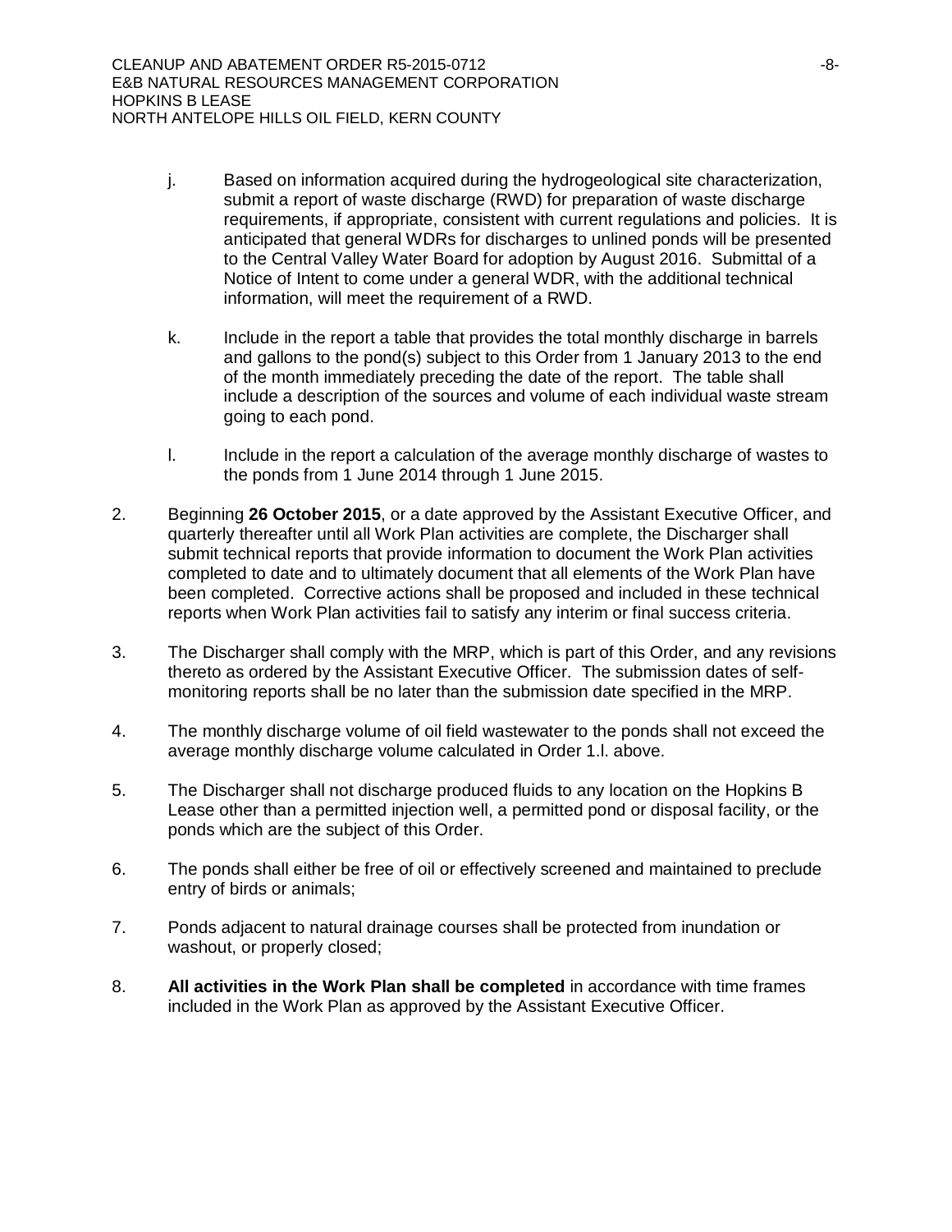j. Based on information acquired during the hydrogeological site characterization, submit a report of waste discharge (RWD) for preparation of waste discharge requirements, if appropriate, consistent with current regulations and policies. It is anticipated that general WDRs for discharges to unlined ponds will be presented to the Central Valley Water Board for adoption by August 2016. Submittal of a Notice of Intent to come under a general WDR, with the additional technical information, will meet the requirement of a RWD.

k. Include in the report a table that provides the total monthly discharge in barrels and gallons to the pond(s) subject to this Order from 1 January 2013 to the end of the month immediately preceding the date of the report. The table shall include a description of the sources and volume of each individual waste stream going to each pond.

l. Include in the report a calculation of the average monthly discharge of wastes to the ponds from 1 June 2014 through 1 June 2015.

2. Beginning **26 October 2015**, or a date approved by the Assistant Executive Officer, and quarterly thereafter until all Work Plan activities are complete, the Discharger shall submit technical reports that provide information to document the Work Plan activities completed to date and to ultimately document that all elements of the Work Plan have been completed. Corrective actions shall be proposed and included in these technical reports when Work Plan activities fail to satisfy any interim or final success criteria.

3. The Discharger shall comply with the MRP, which is part of this Order, and any revisions thereto as ordered by the Assistant Executive Officer. The submission dates of self-monitoring reports shall be no later than the submission date specified in the MRP.

4. The monthly discharge volume of oil field wastewater to the ponds shall not exceed the average monthly discharge volume calculated in Order 1.l. above.

5. The Discharger shall not discharge produced fluids to any location on the Hopkins B Lease other than a permitted injection well, a permitted pond or disposal facility, or the ponds which are the subject of this Order.

6. The ponds shall either be free of oil or effectively screened and maintained to preclude entry of birds or animals;

7. Ponds adjacent to natural drainage courses shall be protected from inundation or washout, or properly closed;

8. **All activities in the Work Plan shall be completed** in accordance with time frames included in the Work Plan as approved by the Assistant Executive Officer.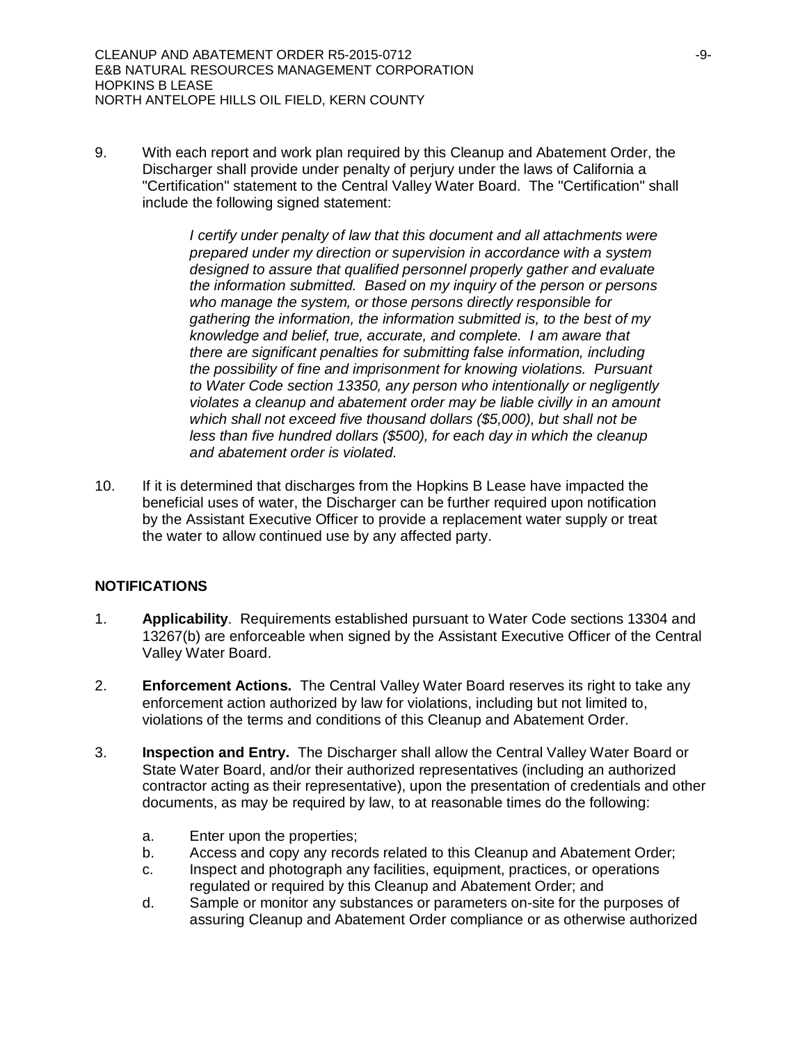9. With each report and work plan required by this Cleanup and Abatement Order, the Discharger shall provide under penalty of perjury under the laws of California a "Certification" statement to the Central Valley Water Board. The "Certification" shall include the following signed statement:

   > *I certify under penalty of law that this document and all attachments were prepared under my direction or supervision in accordance with a system designed to assure that qualified personnel properly gather and evaluate the information submitted. Based on my inquiry of the person or persons who manage the system, or those persons directly responsible for gathering the information, the information submitted is, to the best of my knowledge and belief, true, accurate, and complete. I am aware that there are significant penalties for submitting false information, including the possibility of fine and imprisonment for knowing violations. Pursuant to Water Code section 13350, any person who intentionally or negligently violates a cleanup and abatement order may be liable civilly in an amount which shall not exceed five thousand dollars ($5,000), but shall not be less than five hundred dollars ($500), for each day in which the cleanup and abatement order is violated.*

10. If it is determined that discharges from the Hopkins B Lease have impacted the beneficial uses of water, the Discharger can be further required upon notification by the Assistant Executive Officer to provide a replacement water supply or treat the water to allow continued use by any affected party.

## NOTIFICATIONS

1. **Applicability**. Requirements established pursuant to Water Code sections 13304 and 13267(b) are enforceable when signed by the Assistant Executive Officer of the Central Valley Water Board.

2. **Enforcement Actions.** The Central Valley Water Board reserves its right to take any enforcement action authorized by law for violations, including but not limited to, violations of the terms and conditions of this Cleanup and Abatement Order.

3. **Inspection and Entry.** The Discharger shall allow the Central Valley Water Board or State Water Board, and/or their authorized representatives (including an authorized contractor acting as their representative), upon the presentation of credentials and other documents, as may be required by law, to at reasonable times do the following:

   a. Enter upon the properties;
   b. Access and copy any records related to this Cleanup and Abatement Order;
   c. Inspect and photograph any facilities, equipment, practices, or operations regulated or required by this Cleanup and Abatement Order; and
   d. Sample or monitor any substances or parameters on-site for the purposes of assuring Cleanup and Abatement Order compliance or as otherwise authorized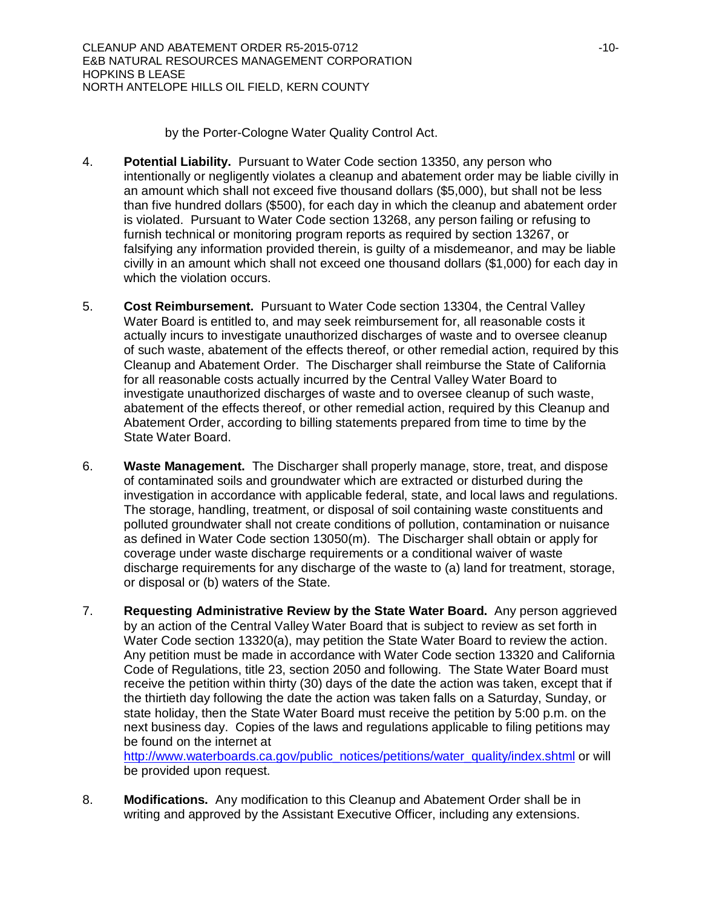by the Porter-Cologne Water Quality Control Act.

4. **Potential Liability.** Pursuant to Water Code section 13350, any person who intentionally or negligently violates a cleanup and abatement order may be liable civilly in an amount which shall not exceed five thousand dollars ($5,000), but shall not be less than five hundred dollars ($500), for each day in which the cleanup and abatement order is violated. Pursuant to Water Code section 13268, any person failing or refusing to furnish technical or monitoring program reports as required by section 13267, or falsifying any information provided therein, is guilty of a misdemeanor, and may be liable civilly in an amount which shall not exceed one thousand dollars ($1,000) for each day in which the violation occurs.

5. **Cost Reimbursement.** Pursuant to Water Code section 13304, the Central Valley Water Board is entitled to, and may seek reimbursement for, all reasonable costs it actually incurs to investigate unauthorized discharges of waste and to oversee cleanup of such waste, abatement of the effects thereof, or other remedial action, required by this Cleanup and Abatement Order. The Discharger shall reimburse the State of California for all reasonable costs actually incurred by the Central Valley Water Board to investigate unauthorized discharges of waste and to oversee cleanup of such waste, abatement of the effects thereof, or other remedial action, required by this Cleanup and Abatement Order, according to billing statements prepared from time to time by the State Water Board.

6. **Waste Management.** The Discharger shall properly manage, store, treat, and dispose of contaminated soils and groundwater which are extracted or disturbed during the investigation in accordance with applicable federal, state, and local laws and regulations. The storage, handling, treatment, or disposal of soil containing waste constituents and polluted groundwater shall not create conditions of pollution, contamination or nuisance as defined in Water Code section 13050(m). The Discharger shall obtain or apply for coverage under waste discharge requirements or a conditional waiver of waste discharge requirements for any discharge of the waste to (a) land for treatment, storage, or disposal or (b) waters of the State.

7. **Requesting Administrative Review by the State Water Board.** Any person aggrieved by an action of the Central Valley Water Board that is subject to review as set forth in Water Code section 13320(a), may petition the State Water Board to review the action. Any petition must be made in accordance with Water Code section 13320 and California Code of Regulations, title 23, section 2050 and following. The State Water Board must receive the petition within thirty (30) days of the date the action was taken, except that if the thirtieth day following the date the action was taken falls on a Saturday, Sunday, or state holiday, then the State Water Board must receive the petition by 5:00 p.m. on the next business day. Copies of the laws and regulations applicable to filing petitions may be found on the internet at http://www.waterboards.ca.gov/public_notices/petitions/water_quality/index.shtml or will be provided upon request.

8. **Modifications.** Any modification to this Cleanup and Abatement Order shall be in writing and approved by the Assistant Executive Officer, including any extensions.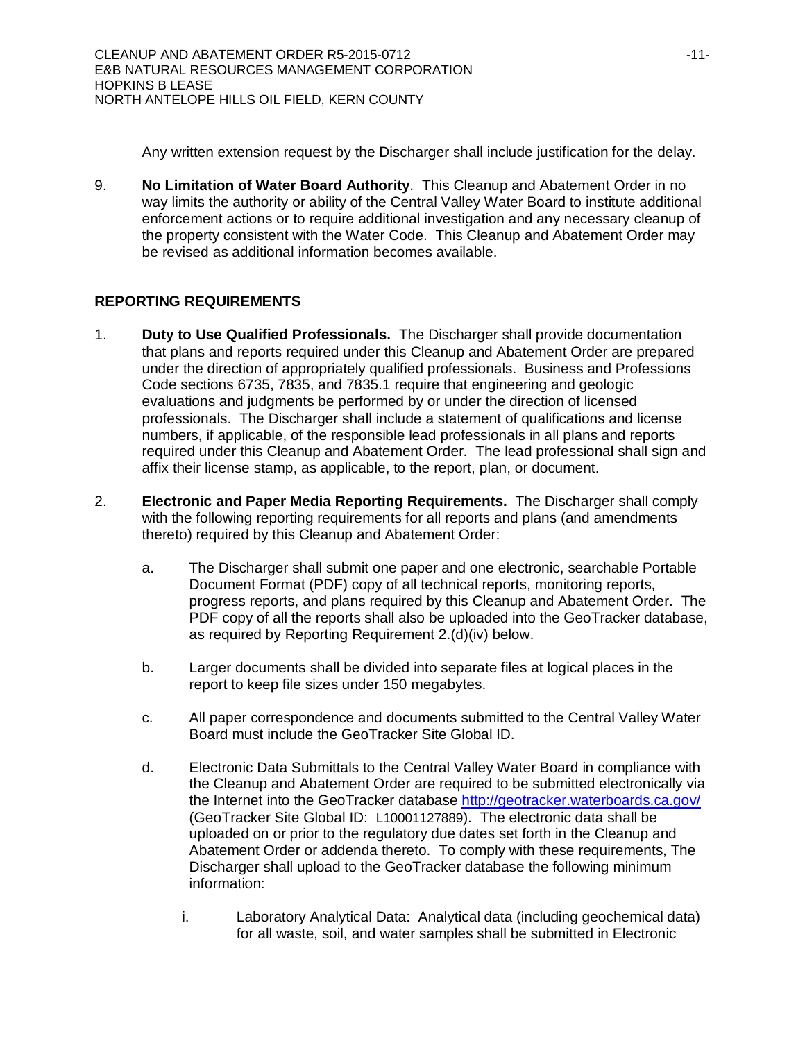Any written extension request by the Discharger shall include justification for the delay.

9. **No Limitation of Water Board Authority**. This Cleanup and Abatement Order in no way limits the authority or ability of the Central Valley Water Board to institute additional enforcement actions or to require additional investigation and any necessary cleanup of the property consistent with the Water Code. This Cleanup and Abatement Order may be revised as additional information becomes available.

## REPORTING REQUIREMENTS

1. **Duty to Use Qualified Professionals.** The Discharger shall provide documentation that plans and reports required under this Cleanup and Abatement Order are prepared under the direction of appropriately qualified professionals. Business and Professions Code sections 6735, 7835, and 7835.1 require that engineering and geologic evaluations and judgments be performed by or under the direction of licensed professionals. The Discharger shall include a statement of qualifications and license numbers, if applicable, of the responsible lead professionals in all plans and reports required under this Cleanup and Abatement Order. The lead professional shall sign and affix their license stamp, as applicable, to the report, plan, or document.

2. **Electronic and Paper Media Reporting Requirements.** The Discharger shall comply with the following reporting requirements for all reports and plans (and amendments thereto) required by this Cleanup and Abatement Order:

   a. The Discharger shall submit one paper and one electronic, searchable Portable Document Format (PDF) copy of all technical reports, monitoring reports, progress reports, and plans required by this Cleanup and Abatement Order. The PDF copy of all the reports shall also be uploaded into the GeoTracker database, as required by Reporting Requirement 2.(d)(iv) below.

   b. Larger documents shall be divided into separate files at logical places in the report to keep file sizes under 150 megabytes.

   c. All paper correspondence and documents submitted to the Central Valley Water Board must include the GeoTracker Site Global ID.

   d. Electronic Data Submittals to the Central Valley Water Board in compliance with the Cleanup and Abatement Order are required to be submitted electronically via the Internet into the GeoTracker database http://geotracker.waterboards.ca.gov/ (GeoTracker Site Global ID: L10001127889). The electronic data shall be uploaded on or prior to the regulatory due dates set forth in the Cleanup and Abatement Order or addenda thereto. To comply with these requirements, The Discharger shall upload to the GeoTracker database the following minimum information:

      i. Laboratory Analytical Data: Analytical data (including geochemical data) for all waste, soil, and water samples shall be submitted in Electronic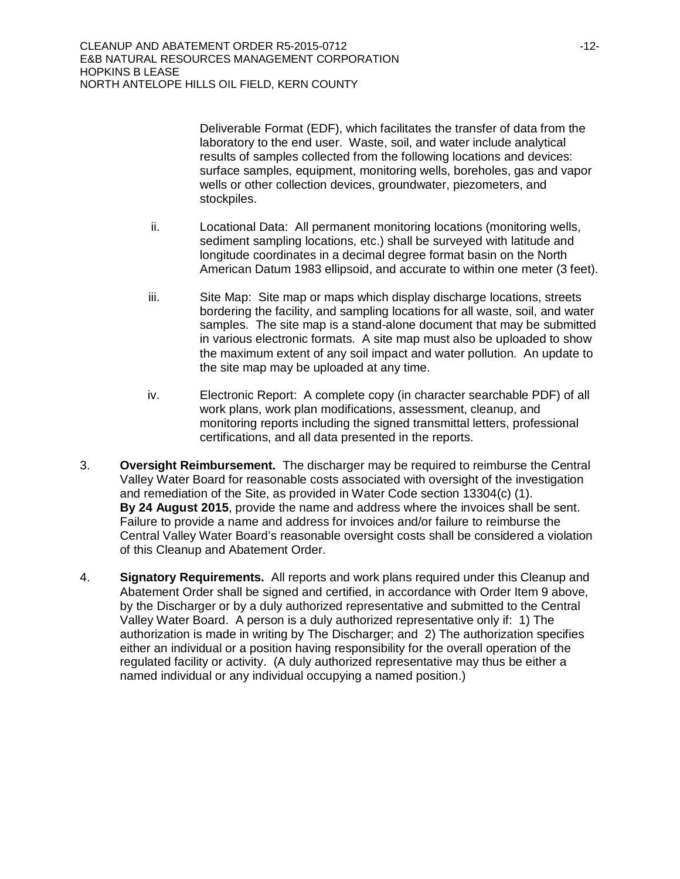Deliverable Format (EDF), which facilitates the transfer of data from the laboratory to the end user. Waste, soil, and water include analytical results of samples collected from the following locations and devices: surface samples, equipment, monitoring wells, boreholes, gas and vapor wells or other collection devices, groundwater, piezometers, and stockpiles.

ii. Locational Data: All permanent monitoring locations (monitoring wells, sediment sampling locations, etc.) shall be surveyed with latitude and longitude coordinates in a decimal degree format basin on the North American Datum 1983 ellipsoid, and accurate to within one meter (3 feet).

iii. Site Map: Site map or maps which display discharge locations, streets bordering the facility, and sampling locations for all waste, soil, and water samples. The site map is a stand-alone document that may be submitted in various electronic formats. A site map must also be uploaded to show the maximum extent of any soil impact and water pollution. An update to the site map may be uploaded at any time.

iv. Electronic Report: A complete copy (in character searchable PDF) of all work plans, work plan modifications, assessment, cleanup, and monitoring reports including the signed transmittal letters, professional certifications, and all data presented in the reports.

3. **Oversight Reimbursement.** The discharger may be required to reimburse the Central Valley Water Board for reasonable costs associated with oversight of the investigation and remediation of the Site, as provided in Water Code section 13304(c) (1). **By 24 August 2015**, provide the name and address where the invoices shall be sent. Failure to provide a name and address for invoices and/or failure to reimburse the Central Valley Water Board's reasonable oversight costs shall be considered a violation of this Cleanup and Abatement Order.

4. **Signatory Requirements.** All reports and work plans required under this Cleanup and Abatement Order shall be signed and certified, in accordance with Order Item 9 above, by the Discharger or by a duly authorized representative and submitted to the Central Valley Water Board. A person is a duly authorized representative only if: 1) The authorization is made in writing by The Discharger; and 2) The authorization specifies either an individual or a position having responsibility for the overall operation of the regulated facility or activity. (A duly authorized representative may thus be either a named individual or any individual occupying a named position.)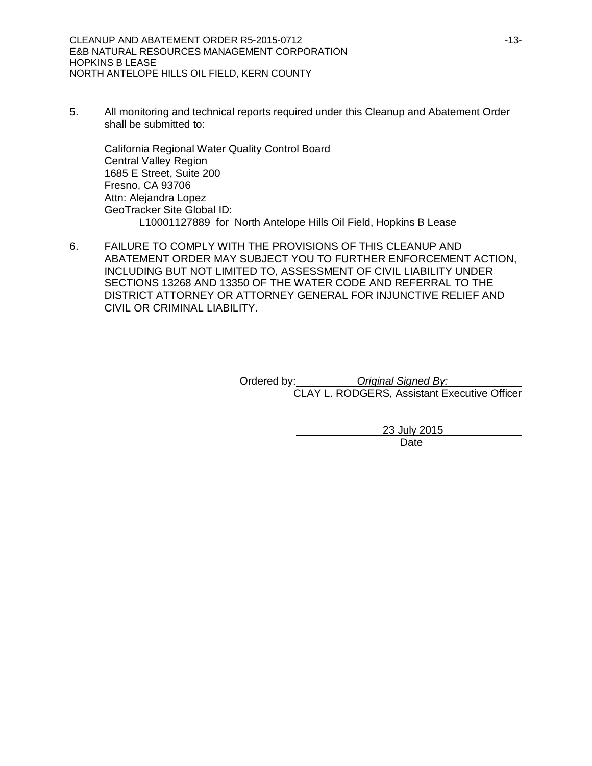5. All monitoring and technical reports required under this Cleanup and Abatement Order shall be submitted to:

   California Regional Water Quality Control Board
   Central Valley Region
   1685 E Street, Suite 200
   Fresno, CA 93706
   Attn: Alejandra Lopez
   GeoTracker Site Global ID:
   L10001127889 for North Antelope Hills Oil Field, Hopkins B Lease

6. FAILURE TO COMPLY WITH THE PROVISIONS OF THIS CLEANUP AND ABATEMENT ORDER MAY SUBJECT YOU TO FURTHER ENFORCEMENT ACTION, INCLUDING BUT NOT LIMITED TO, ASSESSMENT OF CIVIL LIABILITY UNDER SECTIONS 13268 AND 13350 OF THE WATER CODE AND REFERRAL TO THE DISTRICT ATTORNEY OR ATTORNEY GENERAL FOR INJUNCTIVE RELIEF AND CIVIL OR CRIMINAL LIABILITY.

Ordered by: *Original Signed By:*
CLAY L. RODGERS, Assistant Executive Officer

23 July 2015
Date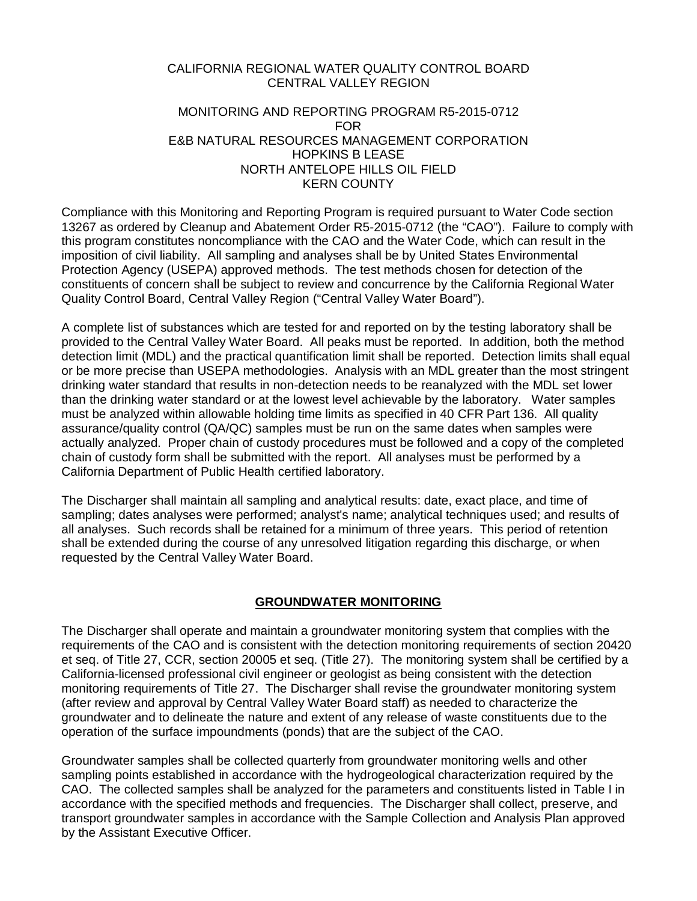CALIFORNIA REGIONAL WATER QUALITY CONTROL BOARD
CENTRAL VALLEY REGION

MONITORING AND REPORTING PROGRAM R5-2015-0712
FOR
E&B NATURAL RESOURCES MANAGEMENT CORPORATION
HOPKINS B LEASE
NORTH ANTELOPE HILLS OIL FIELD
KERN COUNTY

Compliance with this Monitoring and Reporting Program is required pursuant to Water Code section 13267 as ordered by Cleanup and Abatement Order R5-2015-0712 (the "CAO"). Failure to comply with this program constitutes noncompliance with the CAO and the Water Code, which can result in the imposition of civil liability. All sampling and analyses shall be by United States Environmental Protection Agency (USEPA) approved methods. The test methods chosen for detection of the constituents of concern shall be subject to review and concurrence by the California Regional Water Quality Control Board, Central Valley Region ("Central Valley Water Board").

A complete list of substances which are tested for and reported on by the testing laboratory shall be provided to the Central Valley Water Board. All peaks must be reported. In addition, both the method detection limit (MDL) and the practical quantification limit shall be reported. Detection limits shall equal or be more precise than USEPA methodologies. Analysis with an MDL greater than the most stringent drinking water standard that results in non-detection needs to be reanalyzed with the MDL set lower than the drinking water standard or at the lowest level achievable by the laboratory. Water samples must be analyzed within allowable holding time limits as specified in 40 CFR Part 136. All quality assurance/quality control (QA/QC) samples must be run on the same dates when samples were actually analyzed. Proper chain of custody procedures must be followed and a copy of the completed chain of custody form shall be submitted with the report. All analyses must be performed by a California Department of Public Health certified laboratory.

The Discharger shall maintain all sampling and analytical results: date, exact place, and time of sampling; dates analyses were performed; analyst's name; analytical techniques used; and results of all analyses. Such records shall be retained for a minimum of three years. This period of retention shall be extended during the course of any unresolved litigation regarding this discharge, or when requested by the Central Valley Water Board.

## GROUNDWATER MONITORING

The Discharger shall operate and maintain a groundwater monitoring system that complies with the requirements of the CAO and is consistent with the detection monitoring requirements of section 20420 et seq. of Title 27, CCR, section 20005 et seq. (Title 27). The monitoring system shall be certified by a California-licensed professional civil engineer or geologist as being consistent with the detection monitoring requirements of Title 27. The Discharger shall revise the groundwater monitoring system (after review and approval by Central Valley Water Board staff) as needed to characterize the groundwater and to delineate the nature and extent of any release of waste constituents due to the operation of the surface impoundments (ponds) that are the subject of the CAO.

Groundwater samples shall be collected quarterly from groundwater monitoring wells and other sampling points established in accordance with the hydrogeological characterization required by the CAO. The collected samples shall be analyzed for the parameters and constituents listed in Table I in accordance with the specified methods and frequencies. The Discharger shall collect, preserve, and transport groundwater samples in accordance with the Sample Collection and Analysis Plan approved by the Assistant Executive Officer.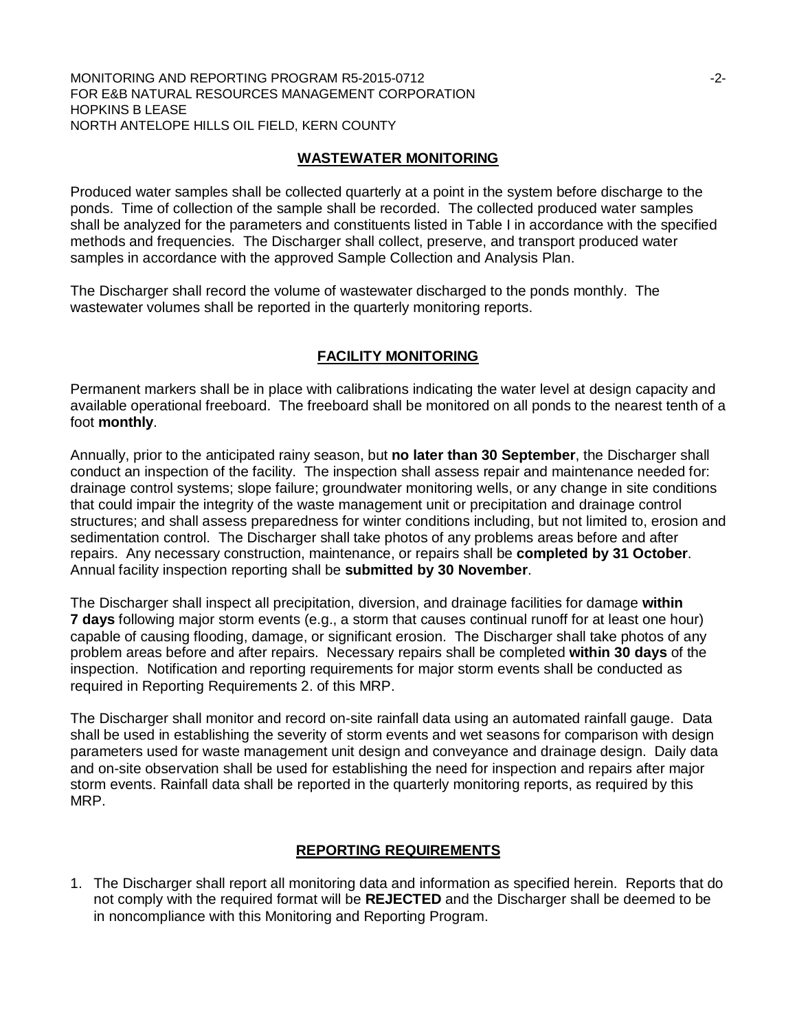## WASTEWATER MONITORING

Produced water samples shall be collected quarterly at a point in the system before discharge to the ponds. Time of collection of the sample shall be recorded. The collected produced water samples shall be analyzed for the parameters and constituents listed in Table I in accordance with the specified methods and frequencies. The Discharger shall collect, preserve, and transport produced water samples in accordance with the approved Sample Collection and Analysis Plan.

The Discharger shall record the volume of wastewater discharged to the ponds monthly. The wastewater volumes shall be reported in the quarterly monitoring reports.

## FACILITY MONITORING

Permanent markers shall be in place with calibrations indicating the water level at design capacity and available operational freeboard. The freeboard shall be monitored on all ponds to the nearest tenth of a foot **monthly**.

Annually, prior to the anticipated rainy season, but **no later than 30 September**, the Discharger shall conduct an inspection of the facility. The inspection shall assess repair and maintenance needed for: drainage control systems; slope failure; groundwater monitoring wells, or any change in site conditions that could impair the integrity of the waste management unit or precipitation and drainage control structures; and shall assess preparedness for winter conditions including, but not limited to, erosion and sedimentation control. The Discharger shall take photos of any problems areas before and after repairs. Any necessary construction, maintenance, or repairs shall be **completed by 31 October**. Annual facility inspection reporting shall be **submitted by 30 November**.

The Discharger shall inspect all precipitation, diversion, and drainage facilities for damage **within 7 days** following major storm events (e.g., a storm that causes continual runoff for at least one hour) capable of causing flooding, damage, or significant erosion. The Discharger shall take photos of any problem areas before and after repairs. Necessary repairs shall be completed **within 30 days** of the inspection. Notification and reporting requirements for major storm events shall be conducted as required in Reporting Requirements 2. of this MRP.

The Discharger shall monitor and record on-site rainfall data using an automated rainfall gauge. Data shall be used in establishing the severity of storm events and wet seasons for comparison with design parameters used for waste management unit design and conveyance and drainage design. Daily data and on-site observation shall be used for establishing the need for inspection and repairs after major storm events. Rainfall data shall be reported in the quarterly monitoring reports, as required by this MRP.

## REPORTING REQUIREMENTS

1. The Discharger shall report all monitoring data and information as specified herein. Reports that do not comply with the required format will be **REJECTED** and the Discharger shall be deemed to be in noncompliance with this Monitoring and Reporting Program.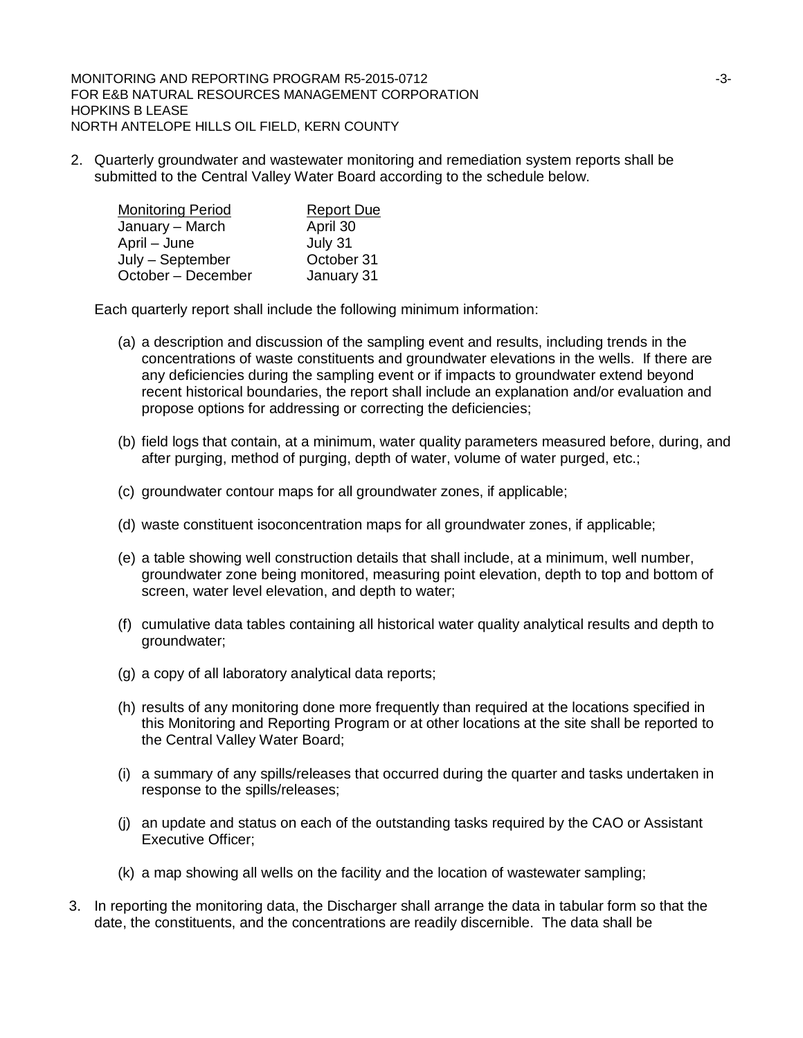2. Quarterly groundwater and wastewater monitoring and remediation system reports shall be submitted to the Central Valley Water Board according to the schedule below.

| Monitoring Period | Report Due |
|---|---|
| January – March | April 30 |
| April – June | July 31 |
| July – September | October 31 |
| October – December | January 31 |

Each quarterly report shall include the following minimum information:

(a) a description and discussion of the sampling event and results, including trends in the concentrations of waste constituents and groundwater elevations in the wells. If there are any deficiencies during the sampling event or if impacts to groundwater extend beyond recent historical boundaries, the report shall include an explanation and/or evaluation and propose options for addressing or correcting the deficiencies;

(b) field logs that contain, at a minimum, water quality parameters measured before, during, and after purging, method of purging, depth of water, volume of water purged, etc.;

(c) groundwater contour maps for all groundwater zones, if applicable;

(d) waste constituent isoconcentration maps for all groundwater zones, if applicable;

(e) a table showing well construction details that shall include, at a minimum, well number, groundwater zone being monitored, measuring point elevation, depth to top and bottom of screen, water level elevation, and depth to water;

(f) cumulative data tables containing all historical water quality analytical results and depth to groundwater;

(g) a copy of all laboratory analytical data reports;

(h) results of any monitoring done more frequently than required at the locations specified in this Monitoring and Reporting Program or at other locations at the site shall be reported to the Central Valley Water Board;

(i) a summary of any spills/releases that occurred during the quarter and tasks undertaken in response to the spills/releases;

(j) an update and status on each of the outstanding tasks required by the CAO or Assistant Executive Officer;

(k) a map showing all wells on the facility and the location of wastewater sampling;

3. In reporting the monitoring data, the Discharger shall arrange the data in tabular form so that the date, the constituents, and the concentrations are readily discernible. The data shall be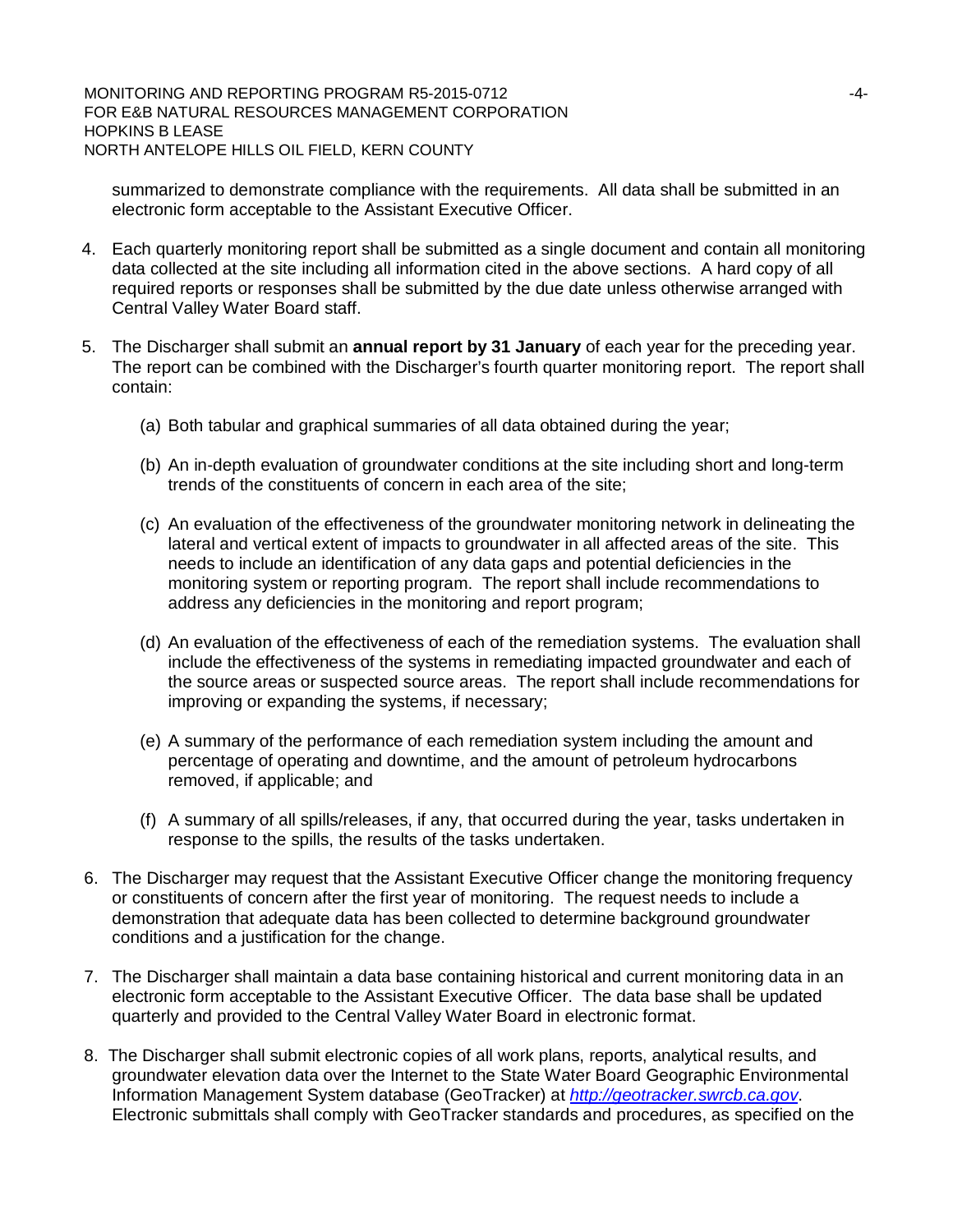summarized to demonstrate compliance with the requirements. All data shall be submitted in an electronic form acceptable to the Assistant Executive Officer.

4. Each quarterly monitoring report shall be submitted as a single document and contain all monitoring data collected at the site including all information cited in the above sections. A hard copy of all required reports or responses shall be submitted by the due date unless otherwise arranged with Central Valley Water Board staff.

5. The Discharger shall submit an **annual report by 31 January** of each year for the preceding year. The report can be combined with the Discharger's fourth quarter monitoring report. The report shall contain:

   (a) Both tabular and graphical summaries of all data obtained during the year;

   (b) An in-depth evaluation of groundwater conditions at the site including short and long-term trends of the constituents of concern in each area of the site;

   (c) An evaluation of the effectiveness of the groundwater monitoring network in delineating the lateral and vertical extent of impacts to groundwater in all affected areas of the site. This needs to include an identification of any data gaps and potential deficiencies in the monitoring system or reporting program. The report shall include recommendations to address any deficiencies in the monitoring and report program;

   (d) An evaluation of the effectiveness of each of the remediation systems. The evaluation shall include the effectiveness of the systems in remediating impacted groundwater and each of the source areas or suspected source areas. The report shall include recommendations for improving or expanding the systems, if necessary;

   (e) A summary of the performance of each remediation system including the amount and percentage of operating and downtime, and the amount of petroleum hydrocarbons removed, if applicable; and

   (f) A summary of all spills/releases, if any, that occurred during the year, tasks undertaken in response to the spills, the results of the tasks undertaken.

6. The Discharger may request that the Assistant Executive Officer change the monitoring frequency or constituents of concern after the first year of monitoring. The request needs to include a demonstration that adequate data has been collected to determine background groundwater conditions and a justification for the change.

7. The Discharger shall maintain a data base containing historical and current monitoring data in an electronic form acceptable to the Assistant Executive Officer. The data base shall be updated quarterly and provided to the Central Valley Water Board in electronic format.

8. The Discharger shall submit electronic copies of all work plans, reports, analytical results, and groundwater elevation data over the Internet to the State Water Board Geographic Environmental Information Management System database (GeoTracker) at *http://geotracker.swrcb.ca.gov*. Electronic submittals shall comply with GeoTracker standards and procedures, as specified on the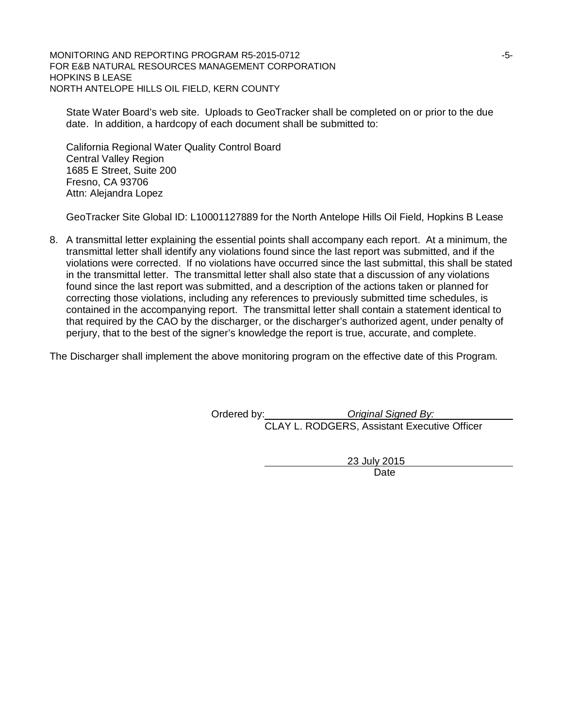State Water Board's web site. Uploads to GeoTracker shall be completed on or prior to the due date. In addition, a hardcopy of each document shall be submitted to:

California Regional Water Quality Control Board
Central Valley Region
1685 E Street, Suite 200
Fresno, CA 93706
Attn: Alejandra Lopez

GeoTracker Site Global ID: L10001127889 for the North Antelope Hills Oil Field, Hopkins B Lease

8. A transmittal letter explaining the essential points shall accompany each report. At a minimum, the transmittal letter shall identify any violations found since the last report was submitted, and if the violations were corrected. If no violations have occurred since the last submittal, this shall be stated in the transmittal letter. The transmittal letter shall also state that a discussion of any violations found since the last report was submitted, and a description of the actions taken or planned for correcting those violations, including any references to previously submitted time schedules, is contained in the accompanying report. The transmittal letter shall contain a statement identical to that required by the CAO by the discharger, or the discharger's authorized agent, under penalty of perjury, that to the best of the signer's knowledge the report is true, accurate, and complete.

The Discharger shall implement the above monitoring program on the effective date of this Program.

Ordered by: *Original Signed By:*
CLAY L. RODGERS, Assistant Executive Officer

23 July 2015
Date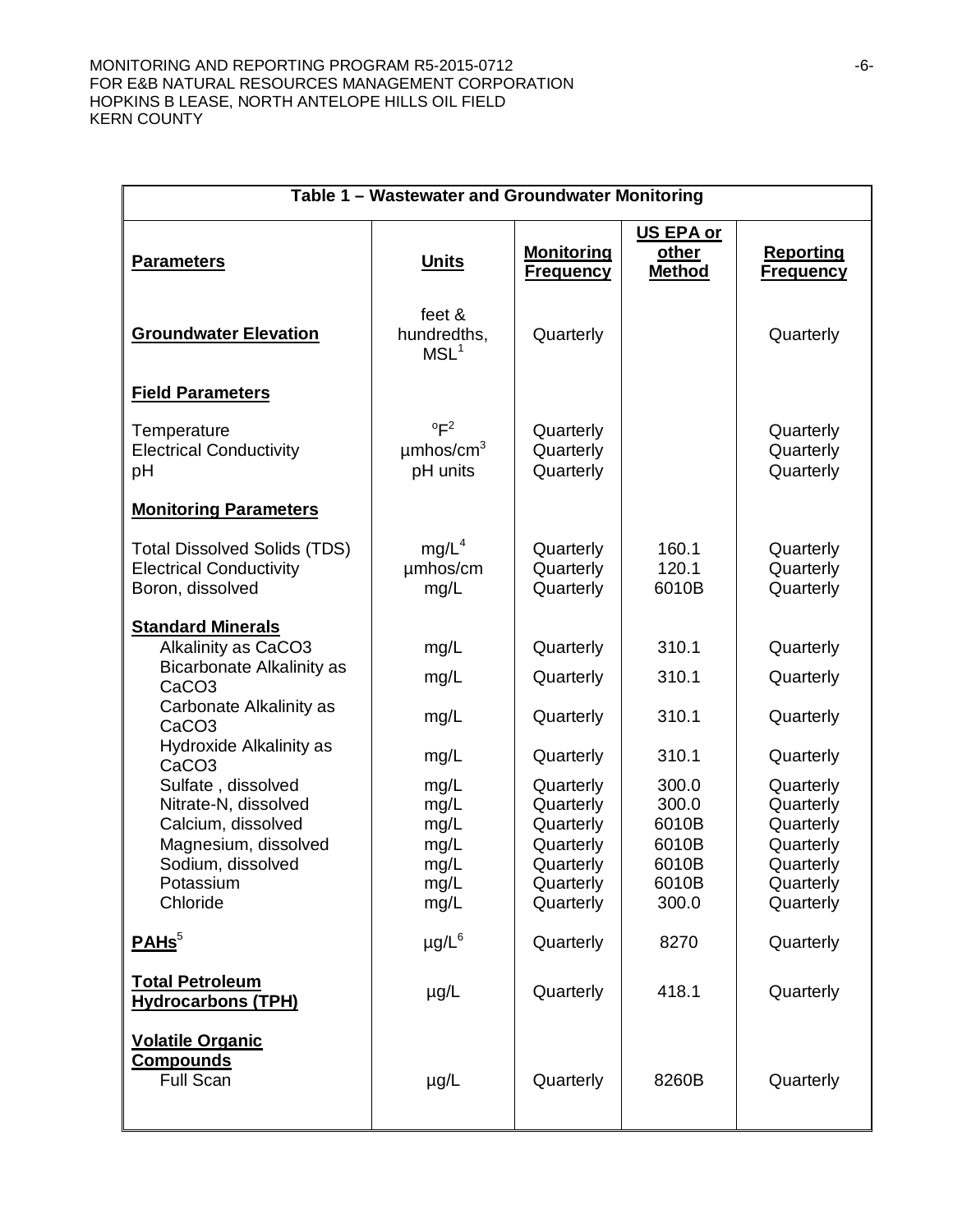| Table 1 – Wastewater and Groundwater Monitoring | | | | |
|---|---|---|---|---|
| **Parameters** | **Units** | **Monitoring Frequency** | **US EPA or other Method** | **Reporting Frequency** |
| **Groundwater Elevation** | feet & hundredths, MSL[1] | Quarterly | | Quarterly |
| **Field Parameters** | | | | |
| Temperature | $^{o}F$[2] | Quarterly | | Quarterly |
| Electrical Conductivity | µmhos/cm[3] | Quarterly | | Quarterly |
| pH | pH units | Quarterly | | Quarterly |
| **Monitoring Parameters** | | | | |
| Total Dissolved Solids (TDS) | mg/L[4] | Quarterly | 160.1 | Quarterly |
| Electrical Conductivity | µmhos/cm | Quarterly | 120.1 | Quarterly |
| Boron, dissolved | mg/L | Quarterly | 6010B | Quarterly |
| **Standard Minerals** | | | | |
| Alkalinity as CaCO3 | mg/L | Quarterly | 310.1 | Quarterly |
| Bicarbonate Alkalinity as CaCO3 | mg/L | Quarterly | 310.1 | Quarterly |
| Carbonate Alkalinity as CaCO3 | mg/L | Quarterly | 310.1 | Quarterly |
| Hydroxide Alkalinity as CaCO3 | mg/L | Quarterly | 310.1 | Quarterly |
| Sulfate , dissolved | mg/L | Quarterly | 300.0 | Quarterly |
| Nitrate-N, dissolved | mg/L | Quarterly | 300.0 | Quarterly |
| Calcium, dissolved | mg/L | Quarterly | 6010B | Quarterly |
| Magnesium, dissolved | mg/L | Quarterly | 6010B | Quarterly |
| Sodium, dissolved | mg/L | Quarterly | 6010B | Quarterly |
| Potassium | mg/L | Quarterly | 6010B | Quarterly |
| Chloride | mg/L | Quarterly | 300.0 | Quarterly |
| **PAHs**[5] | µg/L[6] | Quarterly | 8270 | Quarterly |
| **Total Petroleum Hydrocarbons (TPH)** | µg/L | Quarterly | 418.1 | Quarterly |
| **Volatile Organic Compounds** | | | | |
| Full Scan | µg/L | Quarterly | 8260B | Quarterly |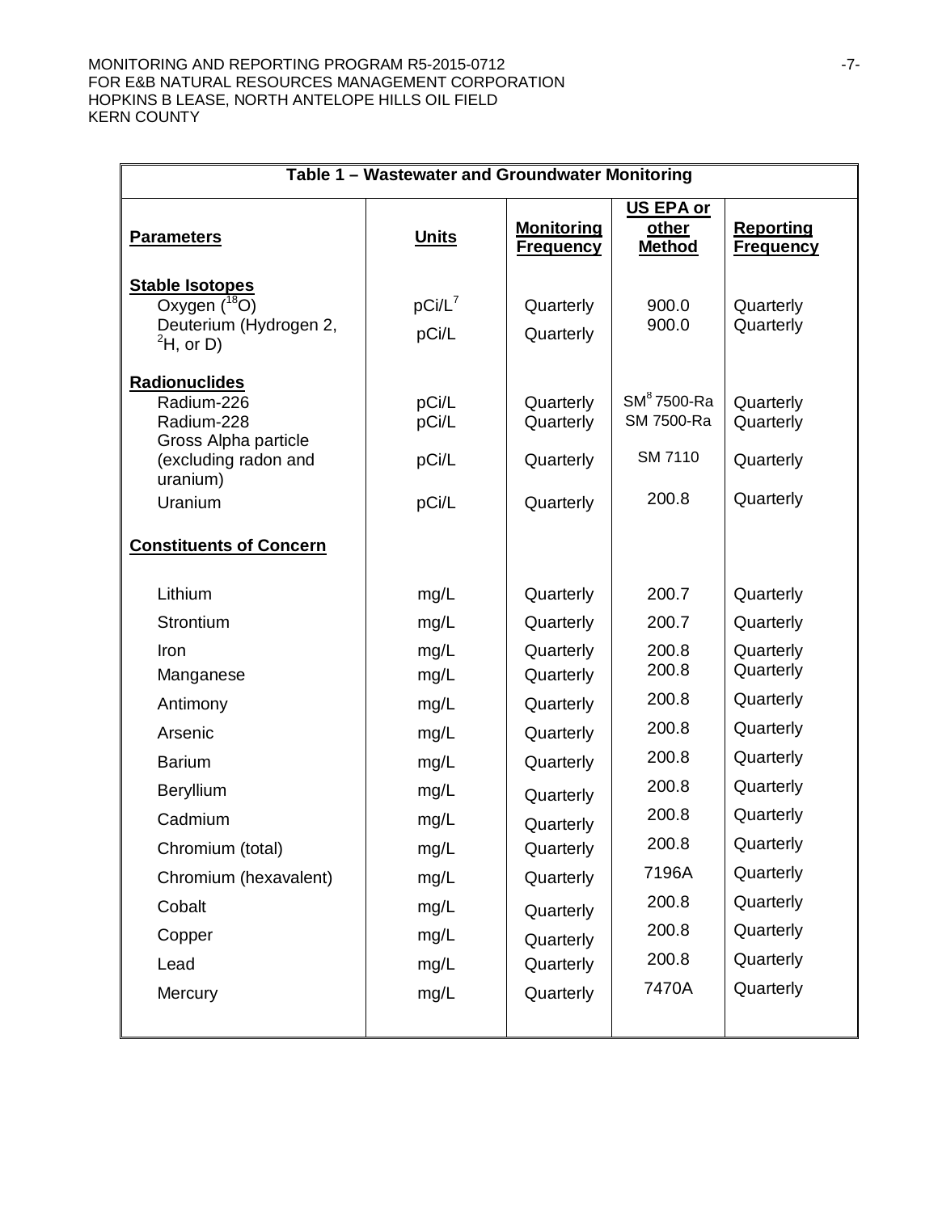| Table 1 – Wastewater and Groundwater Monitoring | | | | |
|---|---|---|---|---|
| **Parameters** | **Units** | **Monitoring Frequency** | **US EPA or other Method** | **Reporting Frequency** |
| **Stable Isotopes** | | | | |
| Oxygen ($^{18}O$) | pCi/L[7] | Quarterly | 900.0 | Quarterly |
| Deuterium (Hydrogen 2, $^{2}H$, or D) | pCi/L | Quarterly | 900.0 | Quarterly |
| **Radionuclides** | | | | |
| Radium-226 | pCi/L | Quarterly | SM[8] 7500-Ra | Quarterly |
| Radium-228 | pCi/L | Quarterly | SM 7500-Ra | Quarterly |
| Gross Alpha particle (excluding radon and uranium) | pCi/L | Quarterly | SM 7110 | Quarterly |
| Uranium | pCi/L | Quarterly | 200.8 | Quarterly |
| **Constituents of Concern** | | | | |
| Lithium | mg/L | Quarterly | 200.7 | Quarterly |
| Strontium | mg/L | Quarterly | 200.7 | Quarterly |
| Iron | mg/L | Quarterly | 200.8 | Quarterly |
| Manganese | mg/L | Quarterly | 200.8 | Quarterly |
| Antimony | mg/L | Quarterly | 200.8 | Quarterly |
| Arsenic | mg/L | Quarterly | 200.8 | Quarterly |
| Barium | mg/L | Quarterly | 200.8 | Quarterly |
| Beryllium | mg/L | Quarterly | 200.8 | Quarterly |
| Cadmium | mg/L | Quarterly | 200.8 | Quarterly |
| Chromium (total) | mg/L | Quarterly | 200.8 | Quarterly |
| Chromium (hexavalent) | mg/L | Quarterly | 7196A | Quarterly |
| Cobalt | mg/L | Quarterly | 200.8 | Quarterly |
| Copper | mg/L | Quarterly | 200.8 | Quarterly |
| Lead | mg/L | Quarterly | 200.8 | Quarterly |
| Mercury | mg/L | Quarterly | 7470A | Quarterly |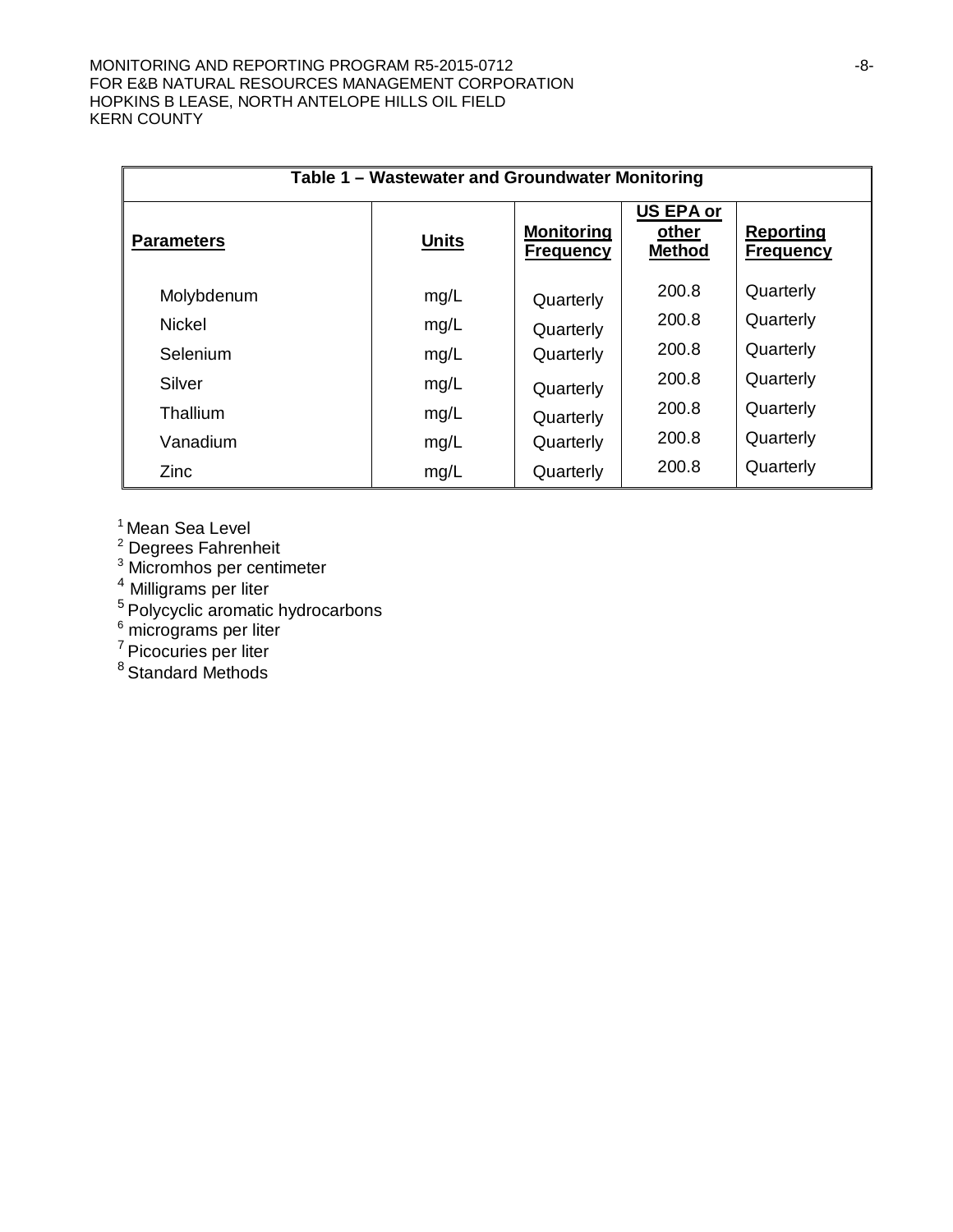| Table 1 – Wastewater and Groundwater Monitoring | | | | |
|---|---|---|---|---|
| **Parameters** | **Units** | **Monitoring Frequency** | **US EPA or other Method** | **Reporting Frequency** |
| Molybdenum | mg/L | Quarterly | 200.8 | Quarterly |
| Nickel | mg/L | Quarterly | 200.8 | Quarterly |
| Selenium | mg/L | Quarterly | 200.8 | Quarterly |
| Silver | mg/L | Quarterly | 200.8 | Quarterly |
| Thallium | mg/L | Quarterly | 200.8 | Quarterly |
| Vanadium | mg/L | Quarterly | 200.8 | Quarterly |
| Zinc | mg/L | Quarterly | 200.8 | Quarterly |

[1] Mean Sea Level
[2] Degrees Fahrenheit
[3] Micromhos per centimeter
[4] Milligrams per liter
[5] Polycyclic aromatic hydrocarbons
[6] micrograms per liter
[7] Picocuries per liter
[8] Standard Methods